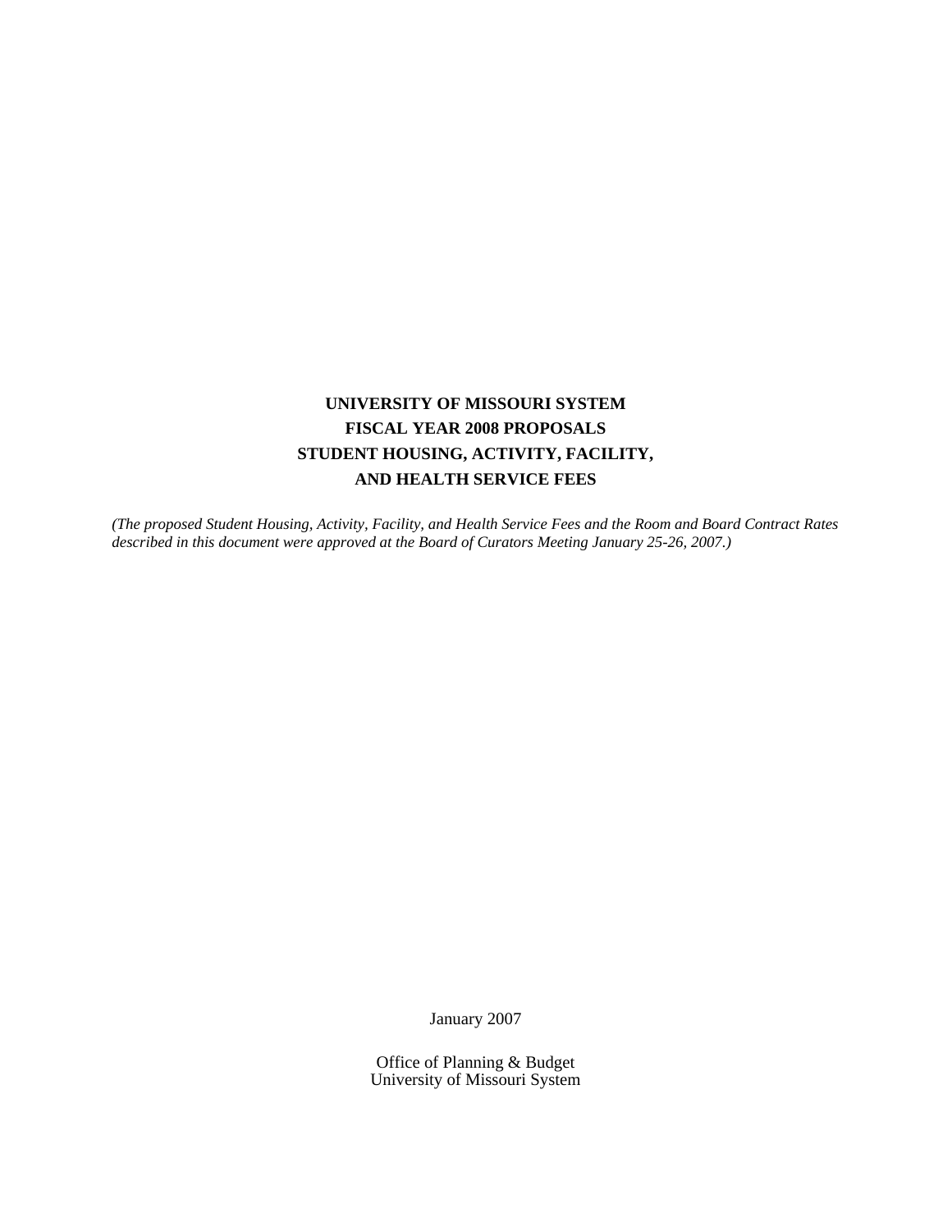# UNIVERSITY OF MISSOURI SYSTEM
# FISCAL YEAR 2008 PROPOSALS
# STUDENT HOUSING, ACTIVITY, FACILITY, AND HEALTH SERVICE FEES

*(The proposed Student Housing, Activity, Facility, and Health Service Fees and the Room and Board Contract Rates described in this document were approved at the Board of Curators Meeting January 25-26, 2007.)*

January 2007

Office of Planning & Budget
University of Missouri System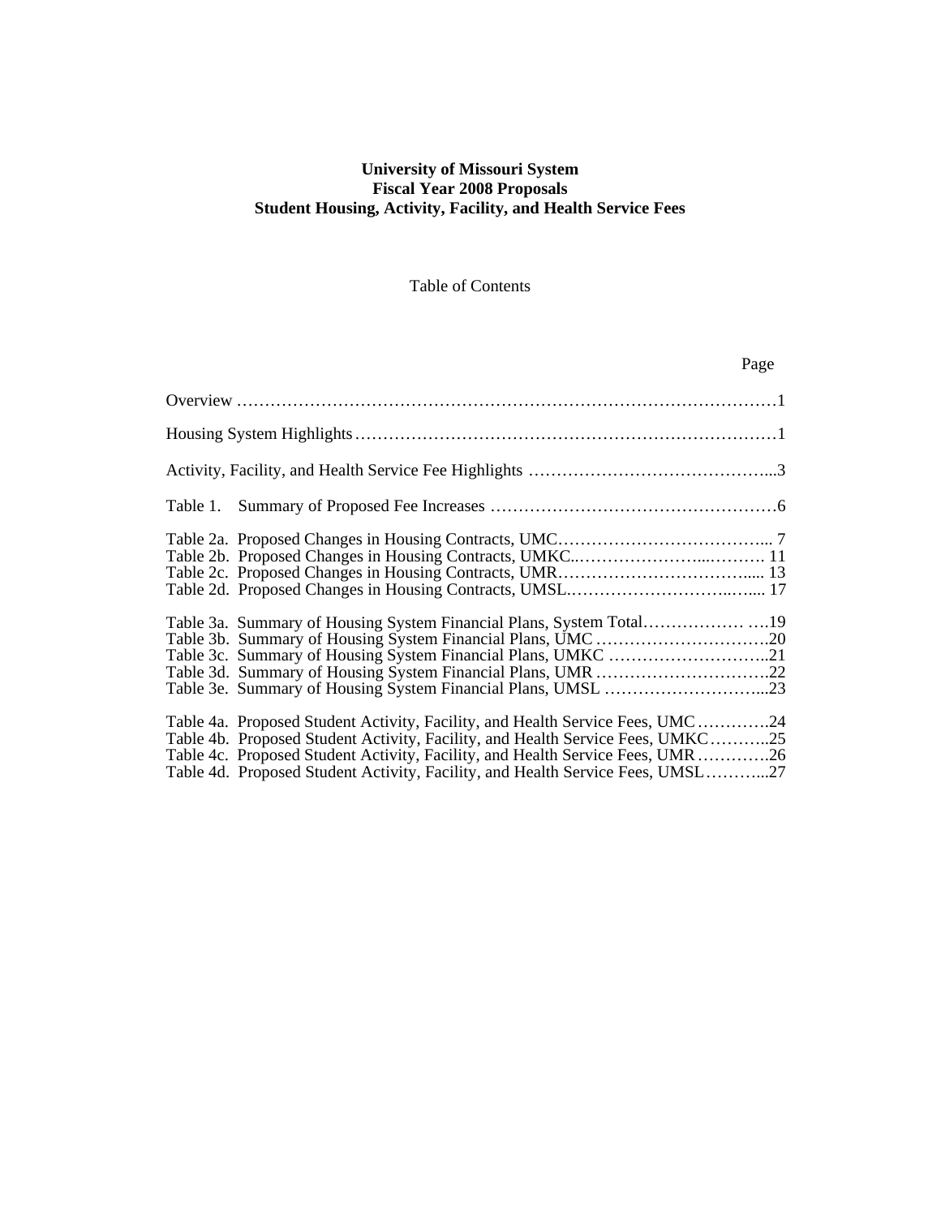**University of Missouri System**
**Fiscal Year 2008 Proposals**
**Student Housing, Activity, Facility, and Health Service Fees**

Table of Contents

| | Page |
|---|---|
| Overview | 1 |
| Housing System Highlights | 1 |
| Activity, Facility, and Health Service Fee Highlights | 3 |
| Table 1. Summary of Proposed Fee Increases | 6 |
| Table 2a. Proposed Changes in Housing Contracts, UMC | 7 |
| Table 2b. Proposed Changes in Housing Contracts, UMKC | 11 |
| Table 2c. Proposed Changes in Housing Contracts, UMR | 13 |
| Table 2d. Proposed Changes in Housing Contracts, UMSL | 17 |
| Table 3a. Summary of Housing System Financial Plans, System Total | 19 |
| Table 3b. Summary of Housing System Financial Plans, UMC | 20 |
| Table 3c. Summary of Housing System Financial Plans, UMKC | 21 |
| Table 3d. Summary of Housing System Financial Plans, UMR | 22 |
| Table 3e. Summary of Housing System Financial Plans, UMSL | 23 |
| Table 4a. Proposed Student Activity, Facility, and Health Service Fees, UMC | 24 |
| Table 4b. Proposed Student Activity, Facility, and Health Service Fees, UMKC | 25 |
| Table 4c. Proposed Student Activity, Facility, and Health Service Fees, UMR | 26 |
| Table 4d. Proposed Student Activity, Facility, and Health Service Fees, UMSL | 27 |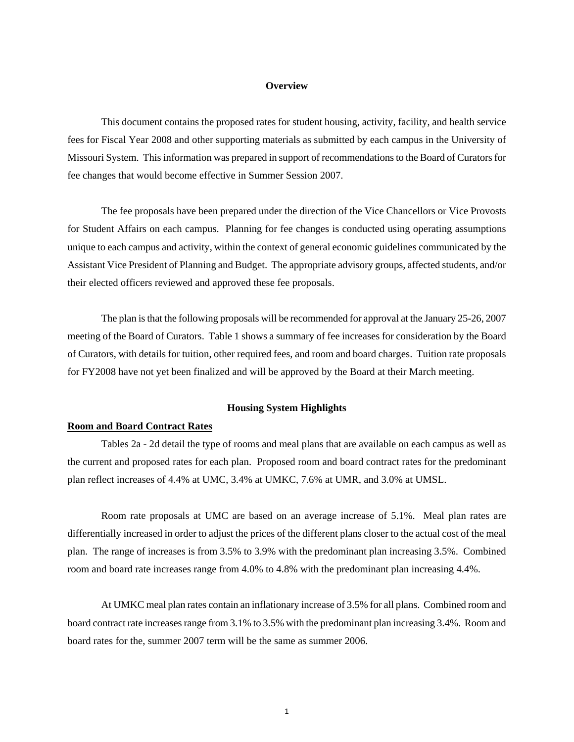## Overview

This document contains the proposed rates for student housing, activity, facility, and health service fees for Fiscal Year 2008 and other supporting materials as submitted by each campus in the University of Missouri System. This information was prepared in support of recommendations to the Board of Curators for fee changes that would become effective in Summer Session 2007.

The fee proposals have been prepared under the direction of the Vice Chancellors or Vice Provosts for Student Affairs on each campus. Planning for fee changes is conducted using operating assumptions unique to each campus and activity, within the context of general economic guidelines communicated by the Assistant Vice President of Planning and Budget. The appropriate advisory groups, affected students, and/or their elected officers reviewed and approved these fee proposals.

The plan is that the following proposals will be recommended for approval at the January 25-26, 2007 meeting of the Board of Curators. Table 1 shows a summary of fee increases for consideration by the Board of Curators, with details for tuition, other required fees, and room and board charges. Tuition rate proposals for FY2008 have not yet been finalized and will be approved by the Board at their March meeting.

## Housing System Highlights

**Room and Board Contract Rates**

Tables 2a - 2d detail the type of rooms and meal plans that are available on each campus as well as the current and proposed rates for each plan. Proposed room and board contract rates for the predominant plan reflect increases of 4.4% at UMC, 3.4% at UMKC, 7.6% at UMR, and 3.0% at UMSL.

Room rate proposals at UMC are based on an average increase of 5.1%. Meal plan rates are differentially increased in order to adjust the prices of the different plans closer to the actual cost of the meal plan. The range of increases is from 3.5% to 3.9% with the predominant plan increasing 3.5%. Combined room and board rate increases range from 4.0% to 4.8% with the predominant plan increasing 4.4%.

At UMKC meal plan rates contain an inflationary increase of 3.5% for all plans. Combined room and board contract rate increases range from 3.1% to 3.5% with the predominant plan increasing 3.4%. Room and board rates for the, summer 2007 term will be the same as summer 2006.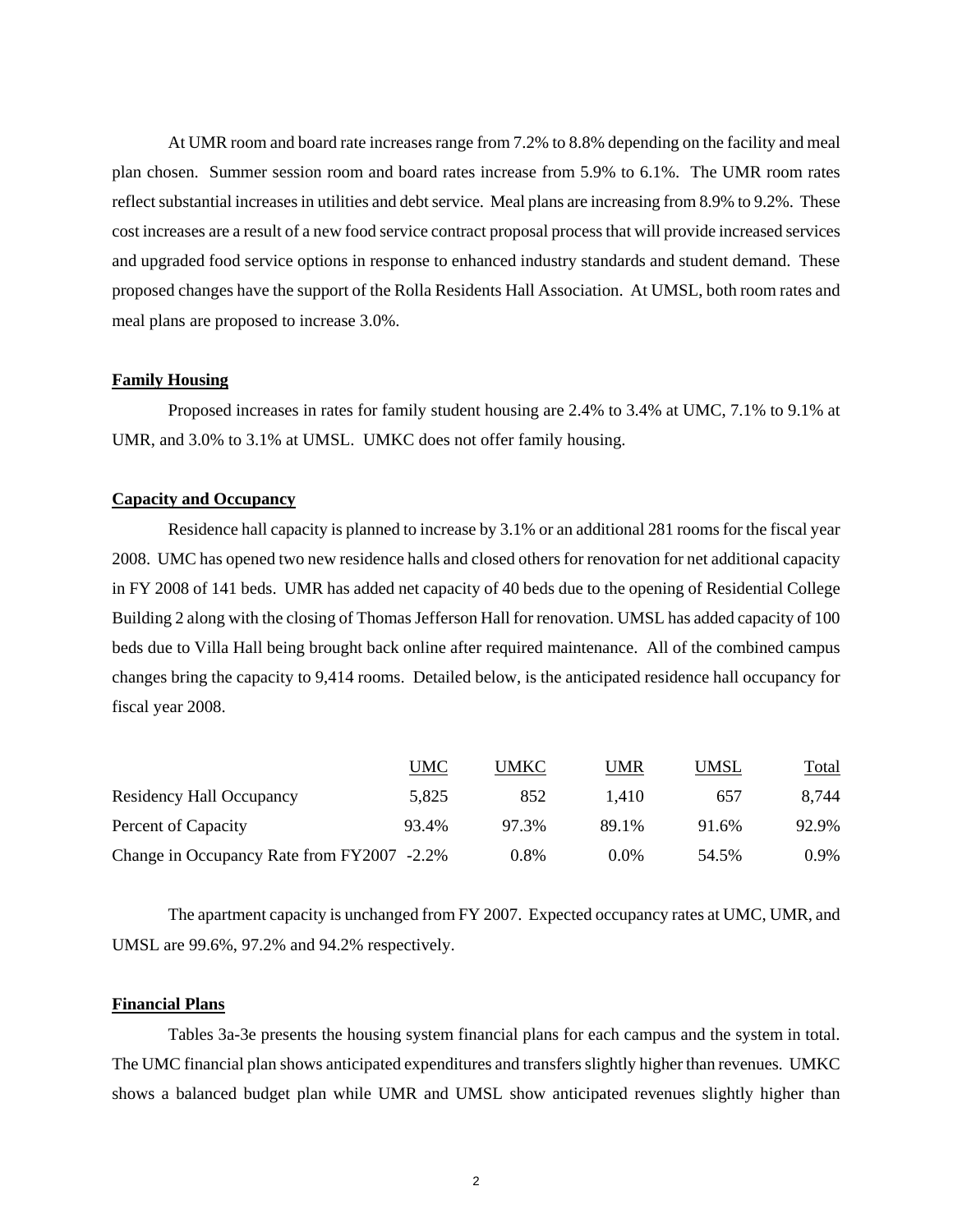At UMR room and board rate increases range from 7.2% to 8.8% depending on the facility and meal plan chosen. Summer session room and board rates increase from 5.9% to 6.1%. The UMR room rates reflect substantial increases in utilities and debt service. Meal plans are increasing from 8.9% to 9.2%. These cost increases are a result of a new food service contract proposal process that will provide increased services and upgraded food service options in response to enhanced industry standards and student demand. These proposed changes have the support of the Rolla Residents Hall Association. At UMSL, both room rates and meal plans are proposed to increase 3.0%.

**Family Housing**

Proposed increases in rates for family student housing are 2.4% to 3.4% at UMC, 7.1% to 9.1% at UMR, and 3.0% to 3.1% at UMSL. UMKC does not offer family housing.

**Capacity and Occupancy**

Residence hall capacity is planned to increase by 3.1% or an additional 281 rooms for the fiscal year 2008. UMC has opened two new residence halls and closed others for renovation for net additional capacity in FY 2008 of 141 beds. UMR has added net capacity of 40 beds due to the opening of Residential College Building 2 along with the closing of Thomas Jefferson Hall for renovation. UMSL has added capacity of 100 beds due to Villa Hall being brought back online after required maintenance. All of the combined campus changes bring the capacity to 9,414 rooms. Detailed below, is the anticipated residence hall occupancy for fiscal year 2008.

| | UMC | UMKC | UMR | UMSL | Total |
|---|---|---|---|---|---|
| Residency Hall Occupancy | 5,825 | 852 | 1,410 | 657 | 8,744 |
| Percent of Capacity | 93.4% | 97.3% | 89.1% | 91.6% | 92.9% |
| Change in Occupancy Rate from FY2007 | -2.2% | 0.8% | 0.0% | 54.5% | 0.9% |

The apartment capacity is unchanged from FY 2007. Expected occupancy rates at UMC, UMR, and UMSL are 99.6%, 97.2% and 94.2% respectively.

**Financial Plans**

Tables 3a-3e presents the housing system financial plans for each campus and the system in total. The UMC financial plan shows anticipated expenditures and transfers slightly higher than revenues. UMKC shows a balanced budget plan while UMR and UMSL show anticipated revenues slightly higher than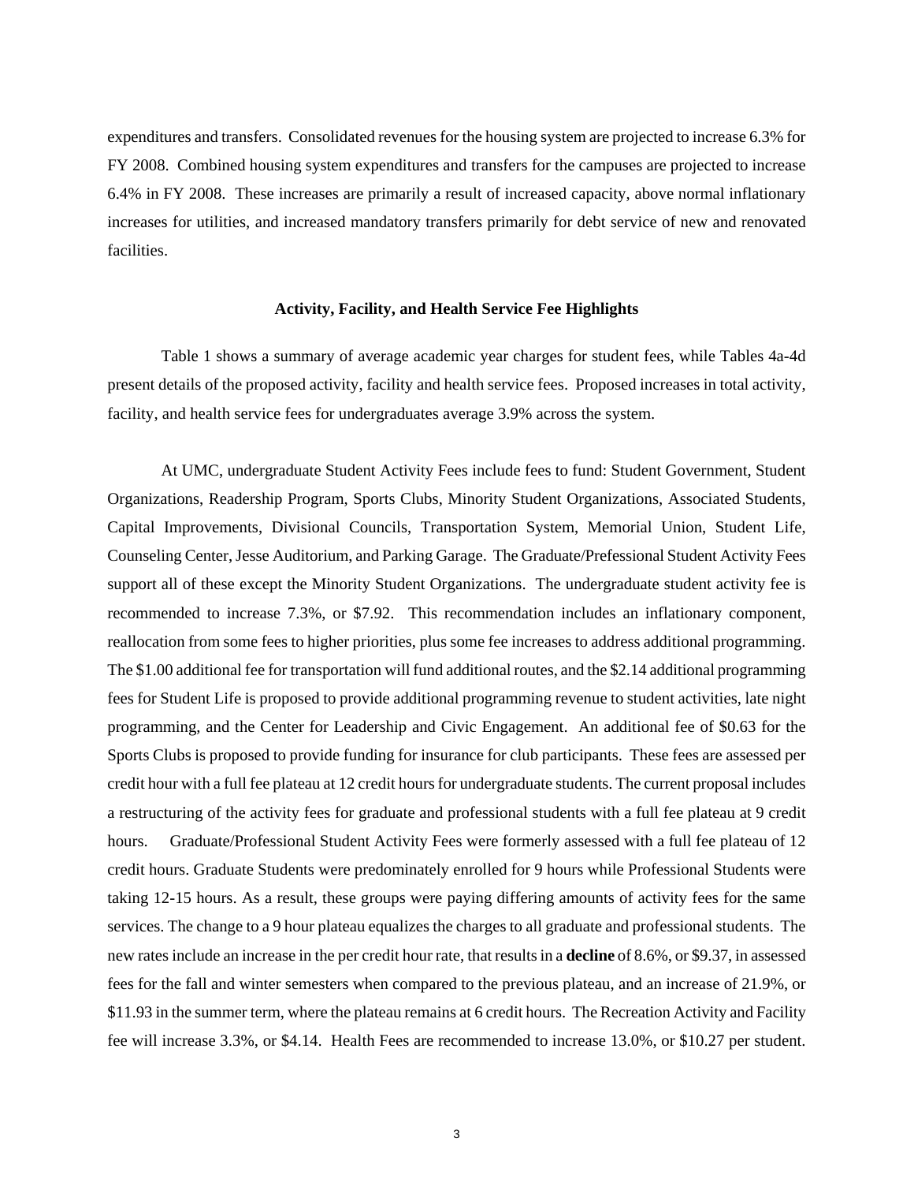expenditures and transfers. Consolidated revenues for the housing system are projected to increase 6.3% for FY 2008. Combined housing system expenditures and transfers for the campuses are projected to increase 6.4% in FY 2008. These increases are primarily a result of increased capacity, above normal inflationary increases for utilities, and increased mandatory transfers primarily for debt service of new and renovated facilities.

### Activity, Facility, and Health Service Fee Highlights

Table 1 shows a summary of average academic year charges for student fees, while Tables 4a-4d present details of the proposed activity, facility and health service fees. Proposed increases in total activity, facility, and health service fees for undergraduates average 3.9% across the system.

At UMC, undergraduate Student Activity Fees include fees to fund: Student Government, Student Organizations, Readership Program, Sports Clubs, Minority Student Organizations, Associated Students, Capital Improvements, Divisional Councils, Transportation System, Memorial Union, Student Life, Counseling Center, Jesse Auditorium, and Parking Garage. The Graduate/Prefessional Student Activity Fees support all of these except the Minority Student Organizations. The undergraduate student activity fee is recommended to increase 7.3%, or $7.92. This recommendation includes an inflationary component, reallocation from some fees to higher priorities, plus some fee increases to address additional programming. The $1.00 additional fee for transportation will fund additional routes, and the $2.14 additional programming fees for Student Life is proposed to provide additional programming revenue to student activities, late night programming, and the Center for Leadership and Civic Engagement. An additional fee of $0.63 for the Sports Clubs is proposed to provide funding for insurance for club participants. These fees are assessed per credit hour with a full fee plateau at 12 credit hours for undergraduate students. The current proposal includes a restructuring of the activity fees for graduate and professional students with a full fee plateau at 9 credit hours. Graduate/Professional Student Activity Fees were formerly assessed with a full fee plateau of 12 credit hours. Graduate Students were predominately enrolled for 9 hours while Professional Students were taking 12-15 hours. As a result, these groups were paying differing amounts of activity fees for the same services. The change to a 9 hour plateau equalizes the charges to all graduate and professional students. The new rates include an increase in the per credit hour rate, that results in a **decline** of 8.6%, or $9.37, in assessed fees for the fall and winter semesters when compared to the previous plateau, and an increase of 21.9%, or $11.93 in the summer term, where the plateau remains at 6 credit hours. The Recreation Activity and Facility fee will increase 3.3%, or $4.14. Health Fees are recommended to increase 13.0%, or $10.27 per student.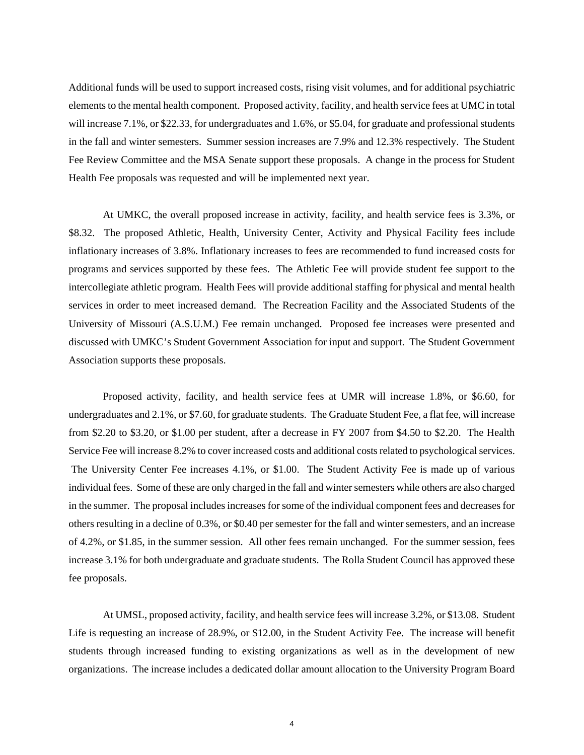Additional funds will be used to support increased costs, rising visit volumes, and for additional psychiatric elements to the mental health component. Proposed activity, facility, and health service fees at UMC in total will increase 7.1%, or $22.33, for undergraduates and 1.6%, or $5.04, for graduate and professional students in the fall and winter semesters. Summer session increases are 7.9% and 12.3% respectively. The Student Fee Review Committee and the MSA Senate support these proposals. A change in the process for Student Health Fee proposals was requested and will be implemented next year.

At UMKC, the overall proposed increase in activity, facility, and health service fees is 3.3%, or $8.32. The proposed Athletic, Health, University Center, Activity and Physical Facility fees include inflationary increases of 3.8%. Inflationary increases to fees are recommended to fund increased costs for programs and services supported by these fees. The Athletic Fee will provide student fee support to the intercollegiate athletic program. Health Fees will provide additional staffing for physical and mental health services in order to meet increased demand. The Recreation Facility and the Associated Students of the University of Missouri (A.S.U.M.) Fee remain unchanged. Proposed fee increases were presented and discussed with UMKC's Student Government Association for input and support. The Student Government Association supports these proposals.

Proposed activity, facility, and health service fees at UMR will increase 1.8%, or $6.60, for undergraduates and 2.1%, or $7.60, for graduate students. The Graduate Student Fee, a flat fee, will increase from $2.20 to $3.20, or $1.00 per student, after a decrease in FY 2007 from $4.50 to $2.20. The Health Service Fee will increase 8.2% to cover increased costs and additional costs related to psychological services. The University Center Fee increases 4.1%, or $1.00. The Student Activity Fee is made up of various individual fees. Some of these are only charged in the fall and winter semesters while others are also charged in the summer. The proposal includes increases for some of the individual component fees and decreases for others resulting in a decline of 0.3%, or $0.40 per semester for the fall and winter semesters, and an increase of 4.2%, or $1.85, in the summer session. All other fees remain unchanged. For the summer session, fees increase 3.1% for both undergraduate and graduate students. The Rolla Student Council has approved these fee proposals.

At UMSL, proposed activity, facility, and health service fees will increase 3.2%, or $13.08. Student Life is requesting an increase of 28.9%, or $12.00, in the Student Activity Fee. The increase will benefit students through increased funding to existing organizations as well as in the development of new organizations. The increase includes a dedicated dollar amount allocation to the University Program Board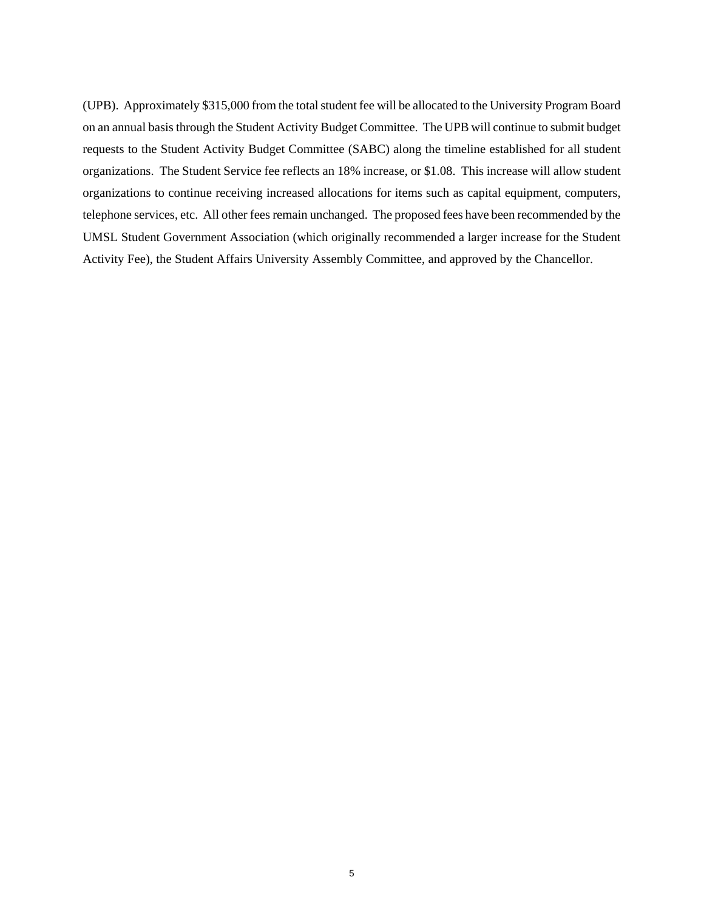(UPB). Approximately $315,000 from the total student fee will be allocated to the University Program Board on an annual basis through the Student Activity Budget Committee. The UPB will continue to submit budget requests to the Student Activity Budget Committee (SABC) along the timeline established for all student organizations. The Student Service fee reflects an 18% increase, or $1.08. This increase will allow student organizations to continue receiving increased allocations for items such as capital equipment, computers, telephone services, etc. All other fees remain unchanged. The proposed fees have been recommended by the UMSL Student Government Association (which originally recommended a larger increase for the Student Activity Fee), the Student Affairs University Assembly Committee, and approved by the Chancellor.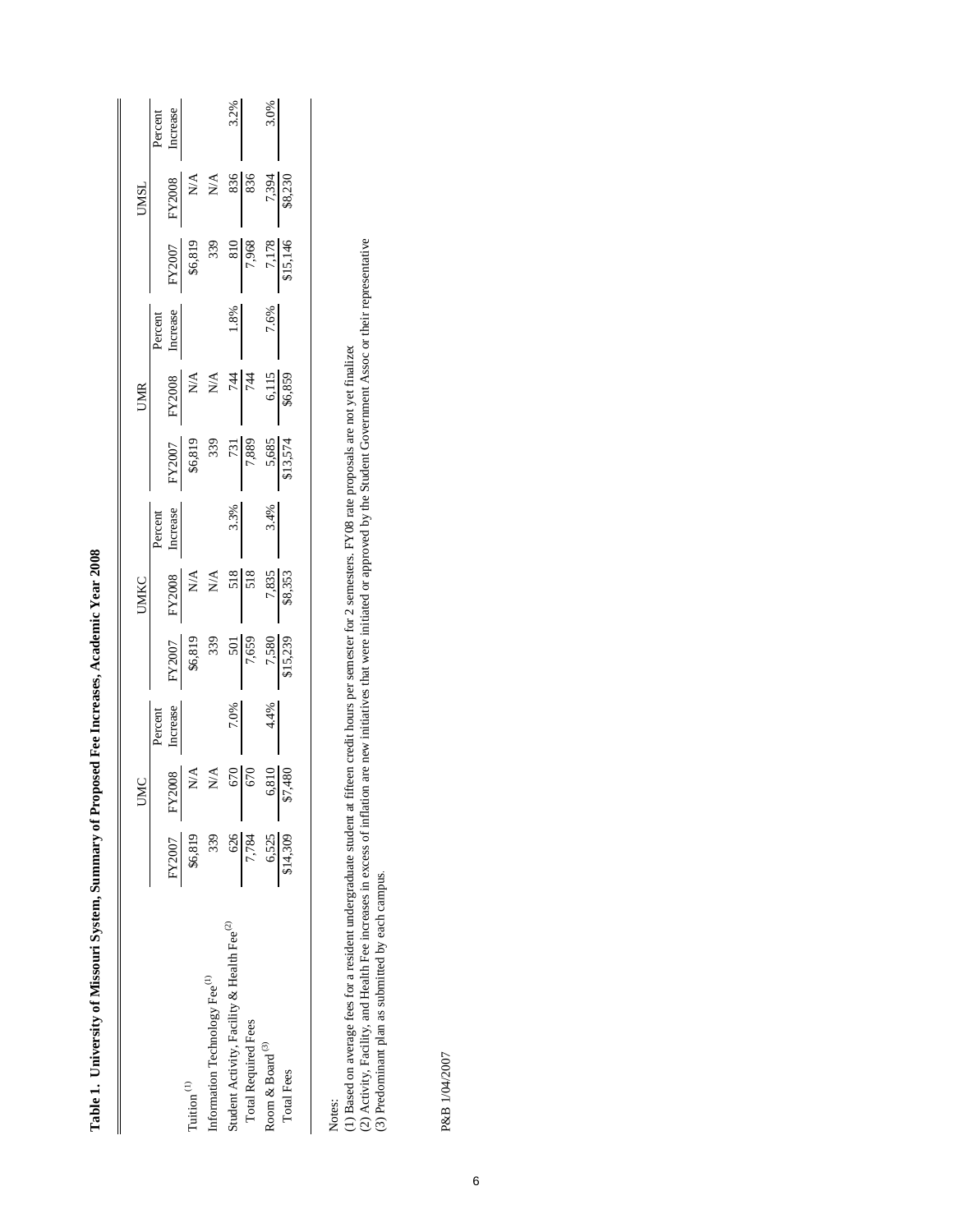**Table 1. University of Missouri System, Summary of Proposed Fee Increases, Academic Year 2008**

| | UMC | | | UMKC | | | UMR | | | UMSL | | |
|---|---|---|---|---|---|---|---|---|---|---|---|---|
| | FY2007 | FY2008 | Percent Increase | FY2007 | FY2008 | Percent Increase | FY2007 | FY2008 | Percent Increase | FY2007 | FY2008 | Percent Increase |
| Tuition [1] | $6,819 | N/A | | $6,819 | N/A | | $6,819 | N/A | | $6,819 | N/A | |
| Information Technology Fee [1] | 339 | N/A | | 339 | N/A | | 339 | N/A | | 339 | N/A | |
| Student Activity, Facility & Health Fee [2] | 626 | 670 | 7.0% | 501 | 518 | 3.3% | 731 | 744 | 1.8% | 810 | 836 | 3.2% |
| Total Required Fees | 7,784 | 670 | | 7,659 | 518 | | 7,889 | 744 | | 7,968 | 836 | |
| Room & Board [3] | 6,525 | 6,810 | 4.4% | 7,580 | 7,835 | 3.4% | 5,685 | 6,115 | 7.6% | 7,178 | 7,394 | 3.0% |
| Total Fees | $14,309 | $7,480 | | $15,239 | $8,353 | | $13,574 | $6,859 | | $15,146 | $8,230 | |

Notes:
(1) Based on average fees for a resident undergraduate student at fifteen credit hours per semester for 2 semesters. FY08 rate proposals are not yet finalized
(2) Activity, Facility, and Health Fee increases in excess of inflation are new initiatives that were initiated or approved by the Student Government Assoc or their representative
(3) Predominant plan as submitted by each campus.

P&B 1/04/2007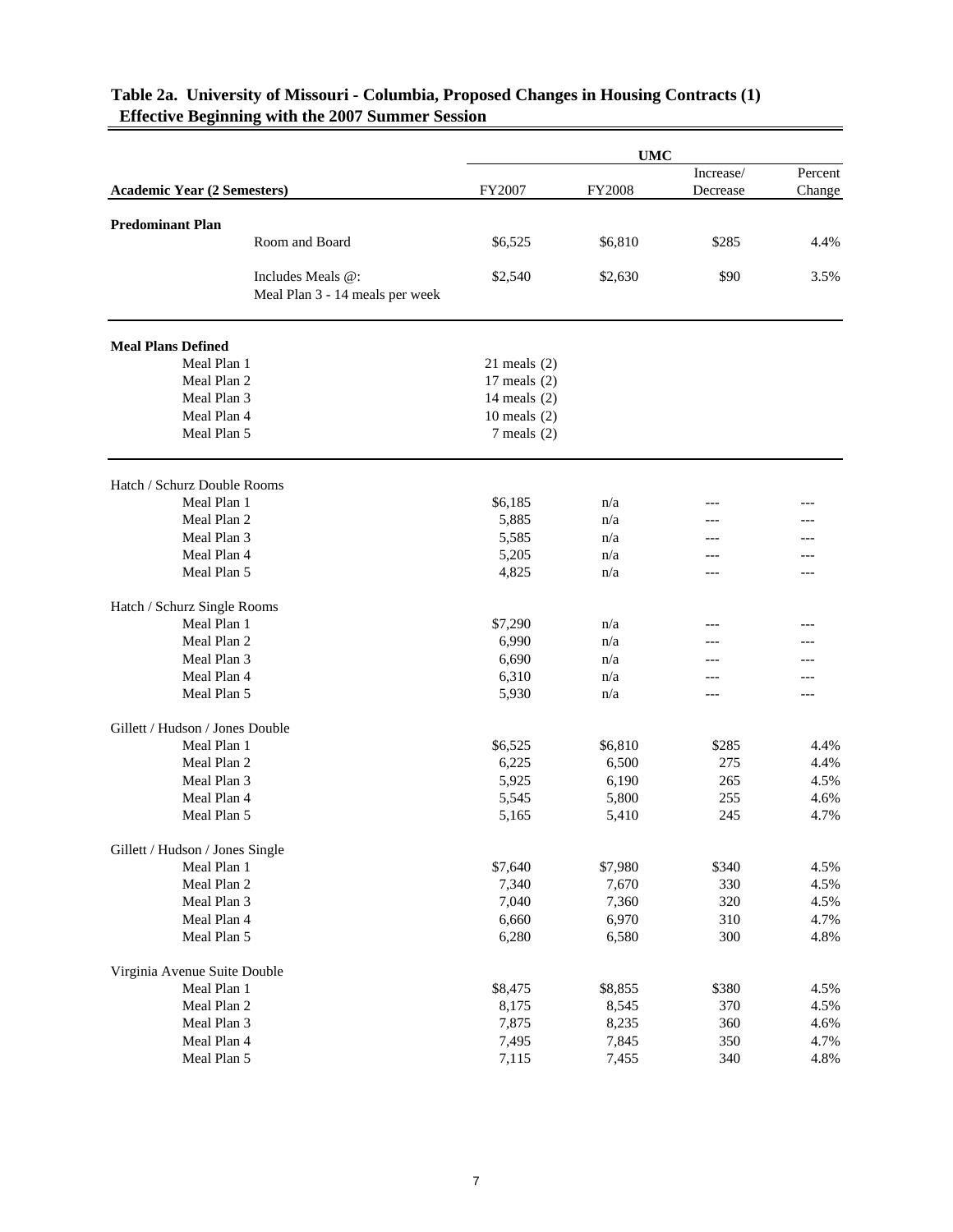## Table 2a. University of Missouri - Columbia, Proposed Changes in Housing Contracts (1) Effective Beginning with the 2007 Summer Session

| | UMC | | | |
|---|---|---|---|---|
| **Academic Year (2 Semesters)** | FY2007 | FY2008 | Increase/ Decrease | Percent Change |
| **Predominant Plan** | | | | |
| Room and Board | $6,525 | $6,810 | $285 | 4.4% |
| Includes Meals @: Meal Plan 3 - 14 meals per week | $2,540 | $2,630 | $90 | 3.5% |
| **Meal Plans Defined** | | | | |
| Meal Plan 1 | 21 meals (2) | | | |
| Meal Plan 2 | 17 meals (2) | | | |
| Meal Plan 3 | 14 meals (2) | | | |
| Meal Plan 4 | 10 meals (2) | | | |
| Meal Plan 5 | 7 meals (2) | | | |
| Hatch / Schurz Double Rooms | | | | |
| Meal Plan 1 | $6,185 | n/a | --- | --- |
| Meal Plan 2 | 5,885 | n/a | --- | --- |
| Meal Plan 3 | 5,585 | n/a | --- | --- |
| Meal Plan 4 | 5,205 | n/a | --- | --- |
| Meal Plan 5 | 4,825 | n/a | --- | --- |
| Hatch / Schurz Single Rooms | | | | |
| Meal Plan 1 | $7,290 | n/a | --- | --- |
| Meal Plan 2 | 6,990 | n/a | --- | --- |
| Meal Plan 3 | 6,690 | n/a | --- | --- |
| Meal Plan 4 | 6,310 | n/a | --- | --- |
| Meal Plan 5 | 5,930 | n/a | --- | --- |
| Gillett / Hudson / Jones Double | | | | |
| Meal Plan 1 | $6,525 | $6,810 | $285 | 4.4% |
| Meal Plan 2 | 6,225 | 6,500 | 275 | 4.4% |
| Meal Plan 3 | 5,925 | 6,190 | 265 | 4.5% |
| Meal Plan 4 | 5,545 | 5,800 | 255 | 4.6% |
| Meal Plan 5 | 5,165 | 5,410 | 245 | 4.7% |
| Gillett / Hudson / Jones Single | | | | |
| Meal Plan 1 | $7,640 | $7,980 | $340 | 4.5% |
| Meal Plan 2 | 7,340 | 7,670 | 330 | 4.5% |
| Meal Plan 3 | 7,040 | 7,360 | 320 | 4.5% |
| Meal Plan 4 | 6,660 | 6,970 | 310 | 4.7% |
| Meal Plan 5 | 6,280 | 6,580 | 300 | 4.8% |
| Virginia Avenue Suite Double | | | | |
| Meal Plan 1 | $8,475 | $8,855 | $380 | 4.5% |
| Meal Plan 2 | 8,175 | 8,545 | 370 | 4.5% |
| Meal Plan 3 | 7,875 | 8,235 | 360 | 4.6% |
| Meal Plan 4 | 7,495 | 7,845 | 350 | 4.7% |
| Meal Plan 5 | 7,115 | 7,455 | 340 | 4.8% |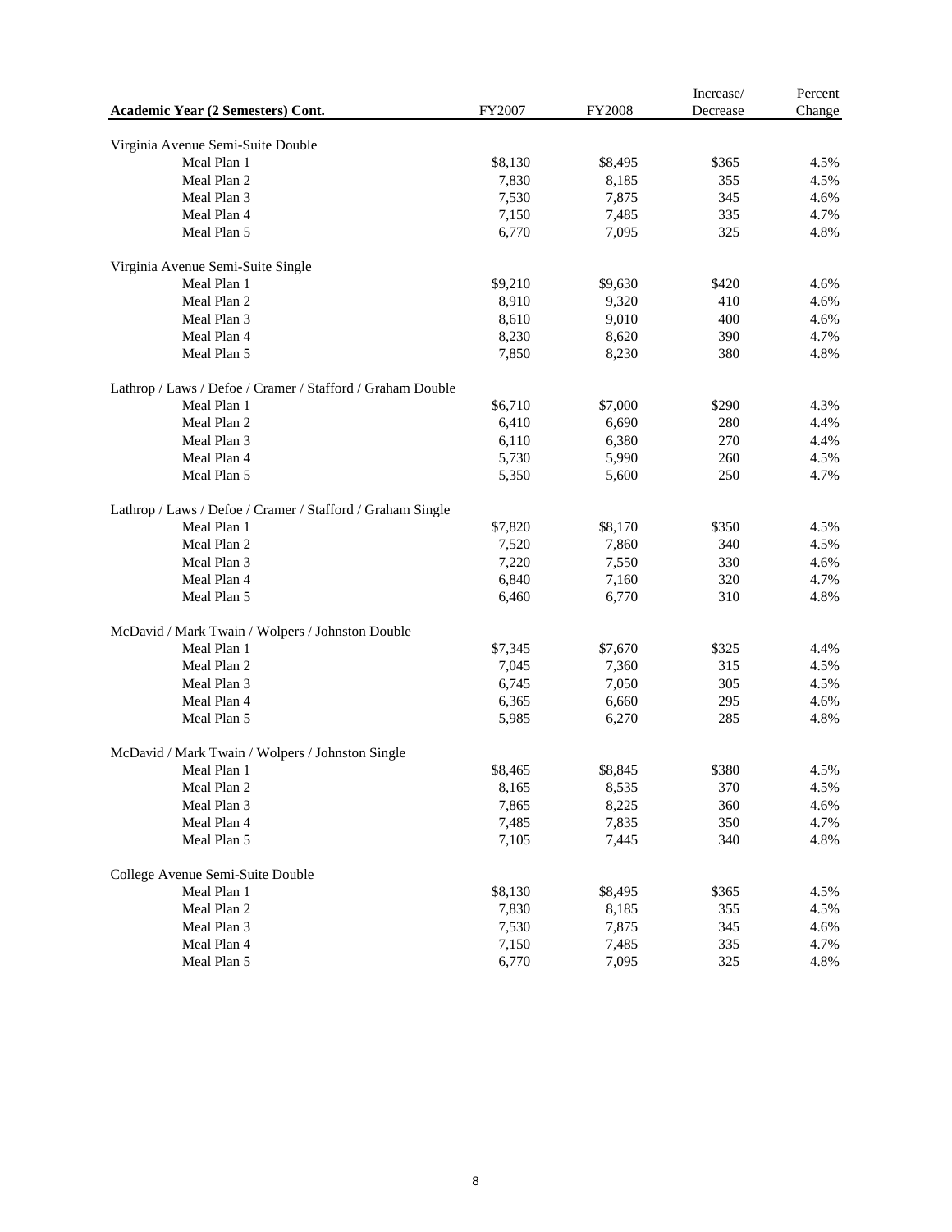| Academic Year (2 Semesters) Cont. | FY2007 | FY2008 | Increase/ Decrease | Percent Change |
|---|---|---|---|---|
| Virginia Avenue Semi-Suite Double | | | | |
| Meal Plan 1 | $8,130 | $8,495 | $365 | 4.5% |
| Meal Plan 2 | 7,830 | 8,185 | 355 | 4.5% |
| Meal Plan 3 | 7,530 | 7,875 | 345 | 4.6% |
| Meal Plan 4 | 7,150 | 7,485 | 335 | 4.7% |
| Meal Plan 5 | 6,770 | 7,095 | 325 | 4.8% |
| Virginia Avenue Semi-Suite Single | | | | |
| Meal Plan 1 | $9,210 | $9,630 | $420 | 4.6% |
| Meal Plan 2 | 8,910 | 9,320 | 410 | 4.6% |
| Meal Plan 3 | 8,610 | 9,010 | 400 | 4.6% |
| Meal Plan 4 | 8,230 | 8,620 | 390 | 4.7% |
| Meal Plan 5 | 7,850 | 8,230 | 380 | 4.8% |
| Lathrop / Laws / Defoe / Cramer / Stafford / Graham Double | | | | |
| Meal Plan 1 | $6,710 | $7,000 | $290 | 4.3% |
| Meal Plan 2 | 6,410 | 6,690 | 280 | 4.4% |
| Meal Plan 3 | 6,110 | 6,380 | 270 | 4.4% |
| Meal Plan 4 | 5,730 | 5,990 | 260 | 4.5% |
| Meal Plan 5 | 5,350 | 5,600 | 250 | 4.7% |
| Lathrop / Laws / Defoe / Cramer / Stafford / Graham Single | | | | |
| Meal Plan 1 | $7,820 | $8,170 | $350 | 4.5% |
| Meal Plan 2 | 7,520 | 7,860 | 340 | 4.5% |
| Meal Plan 3 | 7,220 | 7,550 | 330 | 4.6% |
| Meal Plan 4 | 6,840 | 7,160 | 320 | 4.7% |
| Meal Plan 5 | 6,460 | 6,770 | 310 | 4.8% |
| McDavid / Mark Twain / Wolpers / Johnston Double | | | | |
| Meal Plan 1 | $7,345 | $7,670 | $325 | 4.4% |
| Meal Plan 2 | 7,045 | 7,360 | 315 | 4.5% |
| Meal Plan 3 | 6,745 | 7,050 | 305 | 4.5% |
| Meal Plan 4 | 6,365 | 6,660 | 295 | 4.6% |
| Meal Plan 5 | 5,985 | 6,270 | 285 | 4.8% |
| McDavid / Mark Twain / Wolpers / Johnston Single | | | | |
| Meal Plan 1 | $8,465 | $8,845 | $380 | 4.5% |
| Meal Plan 2 | 8,165 | 8,535 | 370 | 4.5% |
| Meal Plan 3 | 7,865 | 8,225 | 360 | 4.6% |
| Meal Plan 4 | 7,485 | 7,835 | 350 | 4.7% |
| Meal Plan 5 | 7,105 | 7,445 | 340 | 4.8% |
| College Avenue Semi-Suite Double | | | | |
| Meal Plan 1 | $8,130 | $8,495 | $365 | 4.5% |
| Meal Plan 2 | 7,830 | 8,185 | 355 | 4.5% |
| Meal Plan 3 | 7,530 | 7,875 | 345 | 4.6% |
| Meal Plan 4 | 7,150 | 7,485 | 335 | 4.7% |
| Meal Plan 5 | 6,770 | 7,095 | 325 | 4.8% |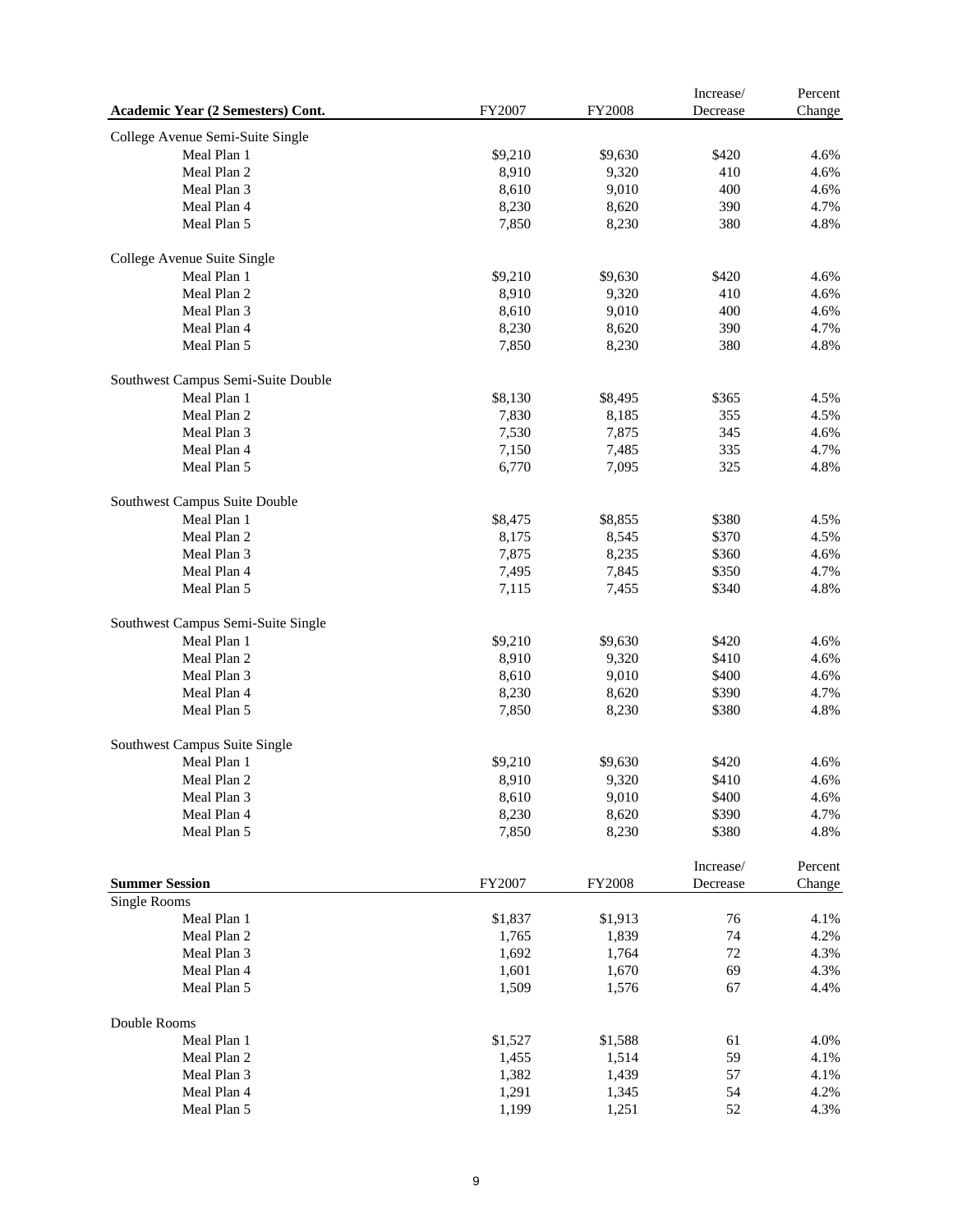| Academic Year (2 Semesters) Cont. | FY2007 | FY2008 | Increase/ Decrease | Percent Change |
|---|---|---|---|---|
| College Avenue Semi-Suite Single | | | | |
| Meal Plan 1 | $9,210 | $9,630 | $420 | 4.6% |
| Meal Plan 2 | 8,910 | 9,320 | 410 | 4.6% |
| Meal Plan 3 | 8,610 | 9,010 | 400 | 4.6% |
| Meal Plan 4 | 8,230 | 8,620 | 390 | 4.7% |
| Meal Plan 5 | 7,850 | 8,230 | 380 | 4.8% |
| College Avenue Suite Single | | | | |
| Meal Plan 1 | $9,210 | $9,630 | $420 | 4.6% |
| Meal Plan 2 | 8,910 | 9,320 | 410 | 4.6% |
| Meal Plan 3 | 8,610 | 9,010 | 400 | 4.6% |
| Meal Plan 4 | 8,230 | 8,620 | 390 | 4.7% |
| Meal Plan 5 | 7,850 | 8,230 | 380 | 4.8% |
| Southwest Campus Semi-Suite Double | | | | |
| Meal Plan 1 | $8,130 | $8,495 | $365 | 4.5% |
| Meal Plan 2 | 7,830 | 8,185 | 355 | 4.5% |
| Meal Plan 3 | 7,530 | 7,875 | 345 | 4.6% |
| Meal Plan 4 | 7,150 | 7,485 | 335 | 4.7% |
| Meal Plan 5 | 6,770 | 7,095 | 325 | 4.8% |
| Southwest Campus Suite Double | | | | |
| Meal Plan 1 | $8,475 | $8,855 | $380 | 4.5% |
| Meal Plan 2 | 8,175 | 8,545 | $370 | 4.5% |
| Meal Plan 3 | 7,875 | 8,235 | $360 | 4.6% |
| Meal Plan 4 | 7,495 | 7,845 | $350 | 4.7% |
| Meal Plan 5 | 7,115 | 7,455 | $340 | 4.8% |
| Southwest Campus Semi-Suite Single | | | | |
| Meal Plan 1 | $9,210 | $9,630 | $420 | 4.6% |
| Meal Plan 2 | 8,910 | 9,320 | $410 | 4.6% |
| Meal Plan 3 | 8,610 | 9,010 | $400 | 4.6% |
| Meal Plan 4 | 8,230 | 8,620 | $390 | 4.7% |
| Meal Plan 5 | 7,850 | 8,230 | $380 | 4.8% |
| Southwest Campus Suite Single | | | | |
| Meal Plan 1 | $9,210 | $9,630 | $420 | 4.6% |
| Meal Plan 2 | 8,910 | 9,320 | $410 | 4.6% |
| Meal Plan 3 | 8,610 | 9,010 | $400 | 4.6% |
| Meal Plan 4 | 8,230 | 8,620 | $390 | 4.7% |
| Meal Plan 5 | 7,850 | 8,230 | $380 | 4.8% |

| Summer Session | FY2007 | FY2008 | Increase/ Decrease | Percent Change |
|---|---|---|---|---|
| Single Rooms | | | | |
| Meal Plan 1 | $1,837 | $1,913 | 76 | 4.1% |
| Meal Plan 2 | 1,765 | 1,839 | 74 | 4.2% |
| Meal Plan 3 | 1,692 | 1,764 | 72 | 4.3% |
| Meal Plan 4 | 1,601 | 1,670 | 69 | 4.3% |
| Meal Plan 5 | 1,509 | 1,576 | 67 | 4.4% |
| Double Rooms | | | | |
| Meal Plan 1 | $1,527 | $1,588 | 61 | 4.0% |
| Meal Plan 2 | 1,455 | 1,514 | 59 | 4.1% |
| Meal Plan 3 | 1,382 | 1,439 | 57 | 4.1% |
| Meal Plan 4 | 1,291 | 1,345 | 54 | 4.2% |
| Meal Plan 5 | 1,199 | 1,251 | 52 | 4.3% |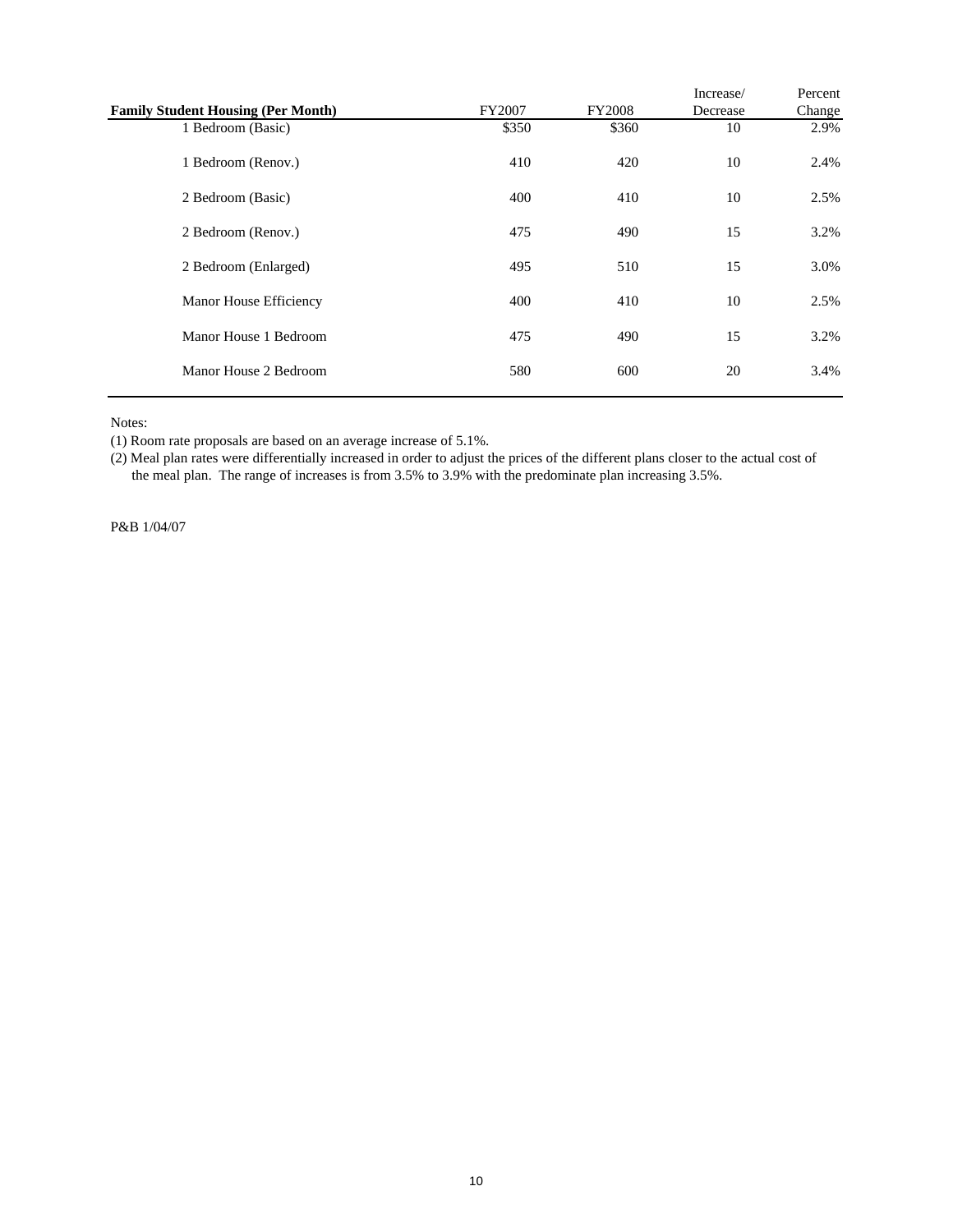| Family Student Housing (Per Month) | FY2007 | FY2008 | Increase/ Decrease | Percent Change |
|---|---|---|---|---|
| 1 Bedroom (Basic) | $350 | $360 | 10 | 2.9% |
| 1 Bedroom (Renov.) | 410 | 420 | 10 | 2.4% |
| 2 Bedroom (Basic) | 400 | 410 | 10 | 2.5% |
| 2 Bedroom (Renov.) | 475 | 490 | 15 | 3.2% |
| 2 Bedroom (Enlarged) | 495 | 510 | 15 | 3.0% |
| Manor House Efficiency | 400 | 410 | 10 | 2.5% |
| Manor House 1 Bedroom | 475 | 490 | 15 | 3.2% |
| Manor House 2 Bedroom | 580 | 600 | 20 | 3.4% |

Notes:

(1) Room rate proposals are based on an average increase of 5.1%.

(2) Meal plan rates were differentially increased in order to adjust the prices of the different plans closer to the actual cost of the meal plan. The range of increases is from 3.5% to 3.9% with the predominate plan increasing 3.5%.

P&B 1/04/07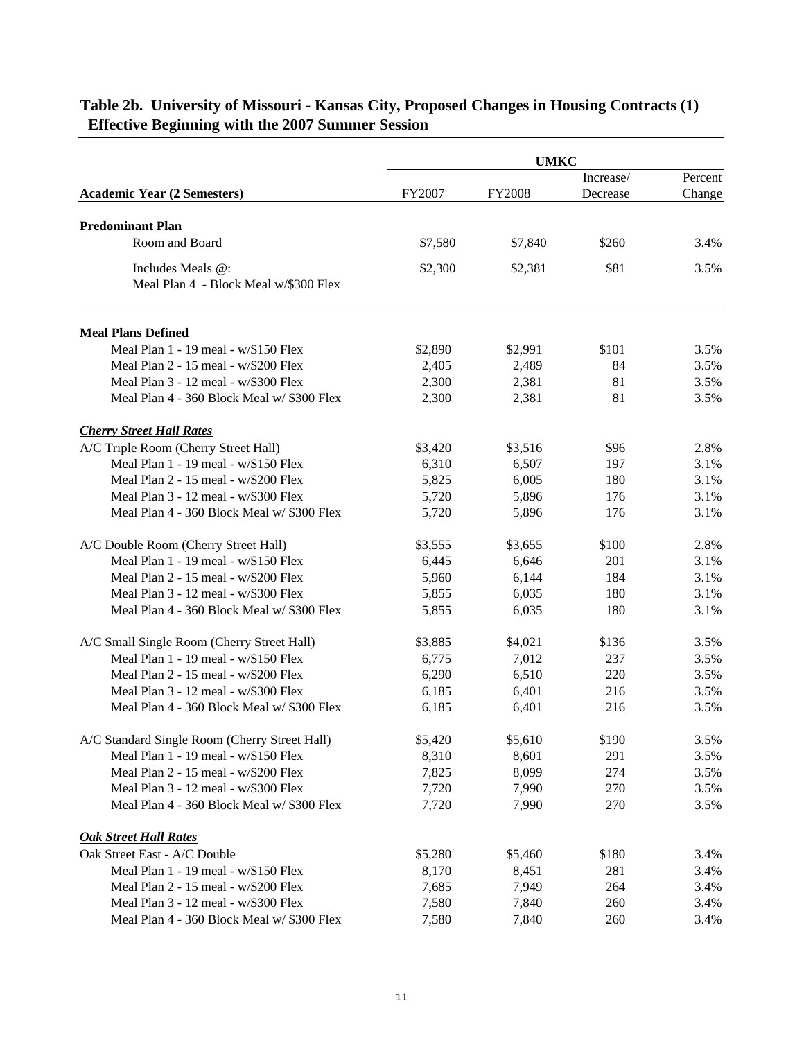## Table 2b. University of Missouri - Kansas City, Proposed Changes in Housing Contracts (1) Effective Beginning with the 2007 Summer Session

| | UMKC | | | |
|---|---|---|---|---|
| **Academic Year (2 Semesters)** | FY2007 | FY2008 | Increase/ Decrease | Percent Change |
| **Predominant Plan** | | | | |
| Room and Board | $7,580 | $7,840 | $260 | 3.4% |
| Includes Meals @: Meal Plan 4 - Block Meal w/$300 Flex | $2,300 | $2,381 | $81 | 3.5% |
| **Meal Plans Defined** | | | | |
| Meal Plan 1 - 19 meal - w/$150 Flex | $2,890 | $2,991 | $101 | 3.5% |
| Meal Plan 2 - 15 meal - w/$200 Flex | 2,405 | 2,489 | 84 | 3.5% |
| Meal Plan 3 - 12 meal - w/$300 Flex | 2,300 | 2,381 | 81 | 3.5% |
| Meal Plan 4 - 360 Block Meal w/ $300 Flex | 2,300 | 2,381 | 81 | 3.5% |
| ***Cherry Street Hall Rates*** | | | | |
| A/C Triple Room (Cherry Street Hall) | $3,420 | $3,516 | $96 | 2.8% |
| Meal Plan 1 - 19 meal - w/$150 Flex | 6,310 | 6,507 | 197 | 3.1% |
| Meal Plan 2 - 15 meal - w/$200 Flex | 5,825 | 6,005 | 180 | 3.1% |
| Meal Plan 3 - 12 meal - w/$300 Flex | 5,720 | 5,896 | 176 | 3.1% |
| Meal Plan 4 - 360 Block Meal w/ $300 Flex | 5,720 | 5,896 | 176 | 3.1% |
| A/C Double Room (Cherry Street Hall) | $3,555 | $3,655 | $100 | 2.8% |
| Meal Plan 1 - 19 meal - w/$150 Flex | 6,445 | 6,646 | 201 | 3.1% |
| Meal Plan 2 - 15 meal - w/$200 Flex | 5,960 | 6,144 | 184 | 3.1% |
| Meal Plan 3 - 12 meal - w/$300 Flex | 5,855 | 6,035 | 180 | 3.1% |
| Meal Plan 4 - 360 Block Meal w/ $300 Flex | 5,855 | 6,035 | 180 | 3.1% |
| A/C Small Single Room (Cherry Street Hall) | $3,885 | $4,021 | $136 | 3.5% |
| Meal Plan 1 - 19 meal - w/$150 Flex | 6,775 | 7,012 | 237 | 3.5% |
| Meal Plan 2 - 15 meal - w/$200 Flex | 6,290 | 6,510 | 220 | 3.5% |
| Meal Plan 3 - 12 meal - w/$300 Flex | 6,185 | 6,401 | 216 | 3.5% |
| Meal Plan 4 - 360 Block Meal w/ $300 Flex | 6,185 | 6,401 | 216 | 3.5% |
| A/C Standard Single Room (Cherry Street Hall) | $5,420 | $5,610 | $190 | 3.5% |
| Meal Plan 1 - 19 meal - w/$150 Flex | 8,310 | 8,601 | 291 | 3.5% |
| Meal Plan 2 - 15 meal - w/$200 Flex | 7,825 | 8,099 | 274 | 3.5% |
| Meal Plan 3 - 12 meal - w/$300 Flex | 7,720 | 7,990 | 270 | 3.5% |
| Meal Plan 4 - 360 Block Meal w/ $300 Flex | 7,720 | 7,990 | 270 | 3.5% |
| ***Oak Street Hall Rates*** | | | | |
| Oak Street East - A/C Double | $5,280 | $5,460 | $180 | 3.4% |
| Meal Plan 1 - 19 meal - w/$150 Flex | 8,170 | 8,451 | 281 | 3.4% |
| Meal Plan 2 - 15 meal - w/$200 Flex | 7,685 | 7,949 | 264 | 3.4% |
| Meal Plan 3 - 12 meal - w/$300 Flex | 7,580 | 7,840 | 260 | 3.4% |
| Meal Plan 4 - 360 Block Meal w/ $300 Flex | 7,580 | 7,840 | 260 | 3.4% |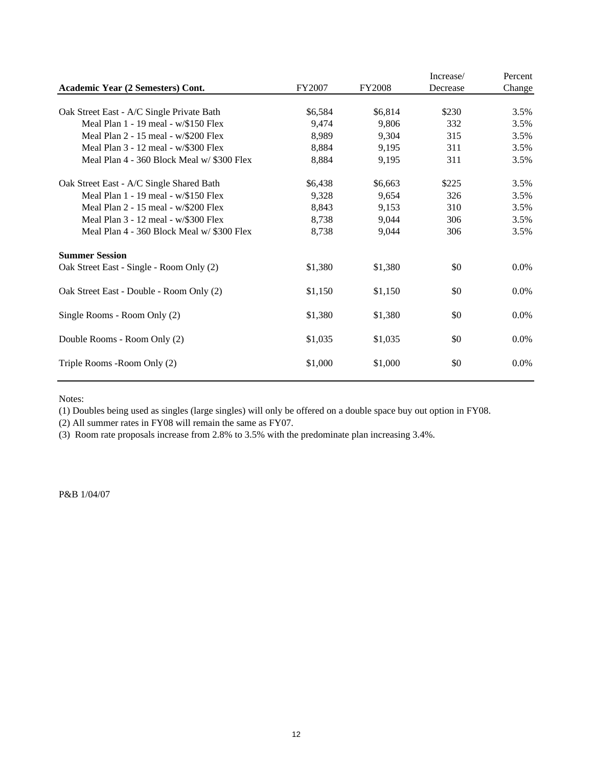| Academic Year (2 Semesters) Cont. | FY2007 | FY2008 | Increase/ Decrease | Percent Change |
|---|---|---|---|---|
| Oak Street East - A/C Single Private Bath | $6,584 | $6,814 | $230 | 3.5% |
| Meal Plan 1 - 19 meal - w/$150 Flex | 9,474 | 9,806 | 332 | 3.5% |
| Meal Plan 2 - 15 meal - w/$200 Flex | 8,989 | 9,304 | 315 | 3.5% |
| Meal Plan 3 - 12 meal - w/$300 Flex | 8,884 | 9,195 | 311 | 3.5% |
| Meal Plan 4 - 360 Block Meal w/ $300 Flex | 8,884 | 9,195 | 311 | 3.5% |
| Oak Street East - A/C Single Shared Bath | $6,438 | $6,663 | $225 | 3.5% |
| Meal Plan 1 - 19 meal - w/$150 Flex | 9,328 | 9,654 | 326 | 3.5% |
| Meal Plan 2 - 15 meal - w/$200 Flex | 8,843 | 9,153 | 310 | 3.5% |
| Meal Plan 3 - 12 meal - w/$300 Flex | 8,738 | 9,044 | 306 | 3.5% |
| Meal Plan 4 - 360 Block Meal w/ $300 Flex | 8,738 | 9,044 | 306 | 3.5% |
| **Summer Session** | | | | |
| Oak Street East - Single - Room Only (2) | $1,380 | $1,380 | $0 | 0.0% |
| Oak Street East - Double - Room Only (2) | $1,150 | $1,150 | $0 | 0.0% |
| Single Rooms - Room Only (2) | $1,380 | $1,380 | $0 | 0.0% |
| Double Rooms - Room Only (2) | $1,035 | $1,035 | $0 | 0.0% |
| Triple Rooms -Room Only (2) | $1,000 | $1,000 | $0 | 0.0% |

Notes:

(1) Doubles being used as singles (large singles) will only be offered on a double space buy out option in FY08.

(2) All summer rates in FY08 will remain the same as FY07.

(3) Room rate proposals increase from 2.8% to 3.5% with the predominate plan increasing 3.4%.

P&B 1/04/07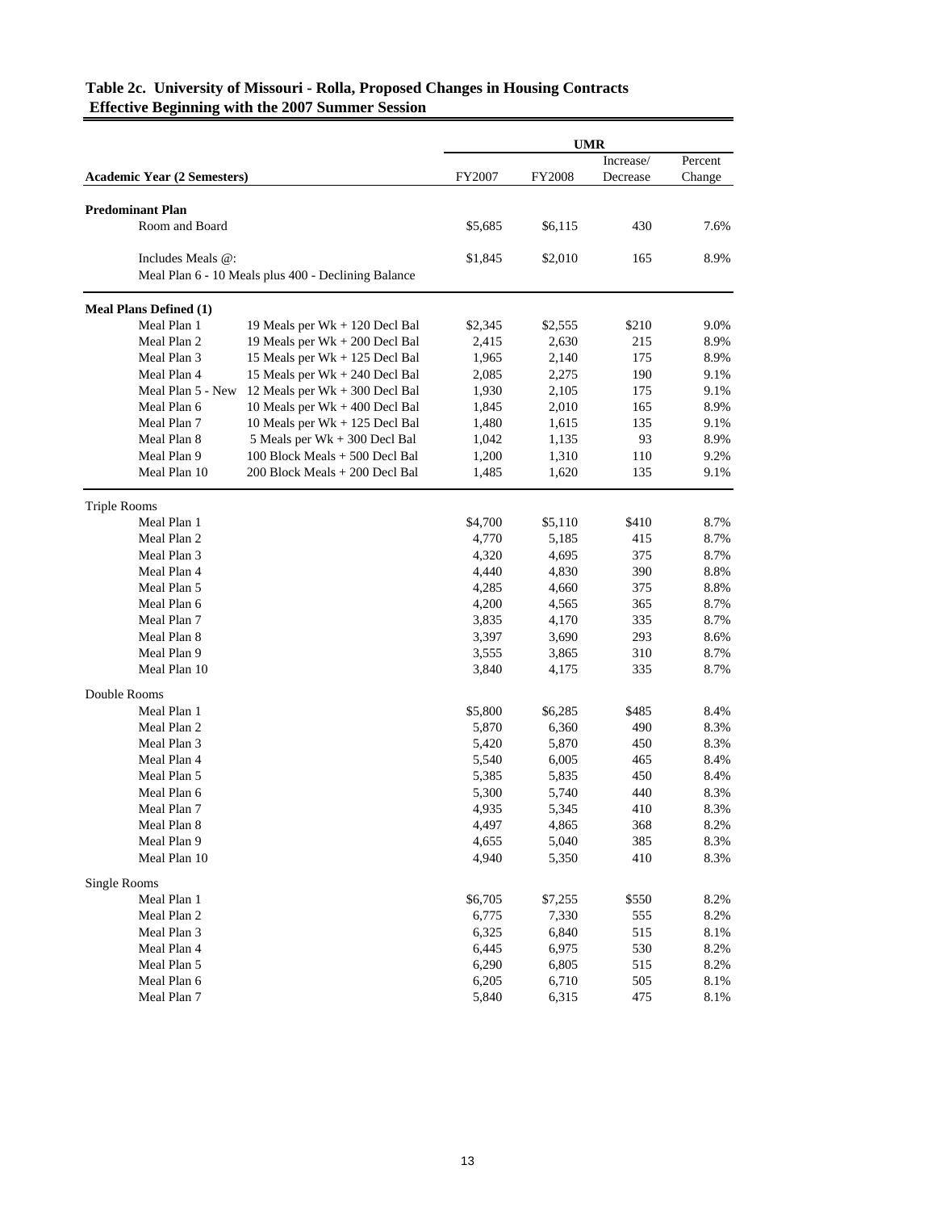**Table 2c. University of Missouri - Rolla, Proposed Changes in Housing Contracts Effective Beginning with the 2007 Summer Session**

| | | UMR | | | |
|---|---|---|---|---|---|
| **Academic Year (2 Semesters)** | | FY2007 | FY2008 | Increase/ Decrease | Percent Change |
| **Predominant Plan** | | | | | |
| Room and Board | | $5,685 | $6,115 | 430 | 7.6% |
| Includes Meals @: | | $1,845 | $2,010 | 165 | 8.9% |
| Meal Plan 6 - 10 Meals plus 400 - Declining Balance | | | | | |
| **Meal Plans Defined (1)** | | | | | |
| Meal Plan 1 | 19 Meals per Wk + 120 Decl Bal | $2,345 | $2,555 | $210 | 9.0% |
| Meal Plan 2 | 19 Meals per Wk + 200 Decl Bal | 2,415 | 2,630 | 215 | 8.9% |
| Meal Plan 3 | 15 Meals per Wk + 125 Decl Bal | 1,965 | 2,140 | 175 | 8.9% |
| Meal Plan 4 | 15 Meals per Wk + 240 Decl Bal | 2,085 | 2,275 | 190 | 9.1% |
| Meal Plan 5 - New | 12 Meals per Wk + 300 Decl Bal | 1,930 | 2,105 | 175 | 9.1% |
| Meal Plan 6 | 10 Meals per Wk + 400 Decl Bal | 1,845 | 2,010 | 165 | 8.9% |
| Meal Plan 7 | 10 Meals per Wk + 125 Decl Bal | 1,480 | 1,615 | 135 | 9.1% |
| Meal Plan 8 | 5 Meals per Wk + 300 Decl Bal | 1,042 | 1,135 | 93 | 8.9% |
| Meal Plan 9 | 100 Block Meals + 500 Decl Bal | 1,200 | 1,310 | 110 | 9.2% |
| Meal Plan 10 | 200 Block Meals + 200 Decl Bal | 1,485 | 1,620 | 135 | 9.1% |
| Triple Rooms | | | | | |
| Meal Plan 1 | | $4,700 | $5,110 | $410 | 8.7% |
| Meal Plan 2 | | 4,770 | 5,185 | 415 | 8.7% |
| Meal Plan 3 | | 4,320 | 4,695 | 375 | 8.7% |
| Meal Plan 4 | | 4,440 | 4,830 | 390 | 8.8% |
| Meal Plan 5 | | 4,285 | 4,660 | 375 | 8.8% |
| Meal Plan 6 | | 4,200 | 4,565 | 365 | 8.7% |
| Meal Plan 7 | | 3,835 | 4,170 | 335 | 8.7% |
| Meal Plan 8 | | 3,397 | 3,690 | 293 | 8.6% |
| Meal Plan 9 | | 3,555 | 3,865 | 310 | 8.7% |
| Meal Plan 10 | | 3,840 | 4,175 | 335 | 8.7% |
| Double Rooms | | | | | |
| Meal Plan 1 | | $5,800 | $6,285 | $485 | 8.4% |
| Meal Plan 2 | | 5,870 | 6,360 | 490 | 8.3% |
| Meal Plan 3 | | 5,420 | 5,870 | 450 | 8.3% |
| Meal Plan 4 | | 5,540 | 6,005 | 465 | 8.4% |
| Meal Plan 5 | | 5,385 | 5,835 | 450 | 8.4% |
| Meal Plan 6 | | 5,300 | 5,740 | 440 | 8.3% |
| Meal Plan 7 | | 4,935 | 5,345 | 410 | 8.3% |
| Meal Plan 8 | | 4,497 | 4,865 | 368 | 8.2% |
| Meal Plan 9 | | 4,655 | 5,040 | 385 | 8.3% |
| Meal Plan 10 | | 4,940 | 5,350 | 410 | 8.3% |
| Single Rooms | | | | | |
| Meal Plan 1 | | $6,705 | $7,255 | $550 | 8.2% |
| Meal Plan 2 | | 6,775 | 7,330 | 555 | 8.2% |
| Meal Plan 3 | | 6,325 | 6,840 | 515 | 8.1% |
| Meal Plan 4 | | 6,445 | 6,975 | 530 | 8.2% |
| Meal Plan 5 | | 6,290 | 6,805 | 515 | 8.2% |
| Meal Plan 6 | | 6,205 | 6,710 | 505 | 8.1% |
| Meal Plan 7 | | 5,840 | 6,315 | 475 | 8.1% |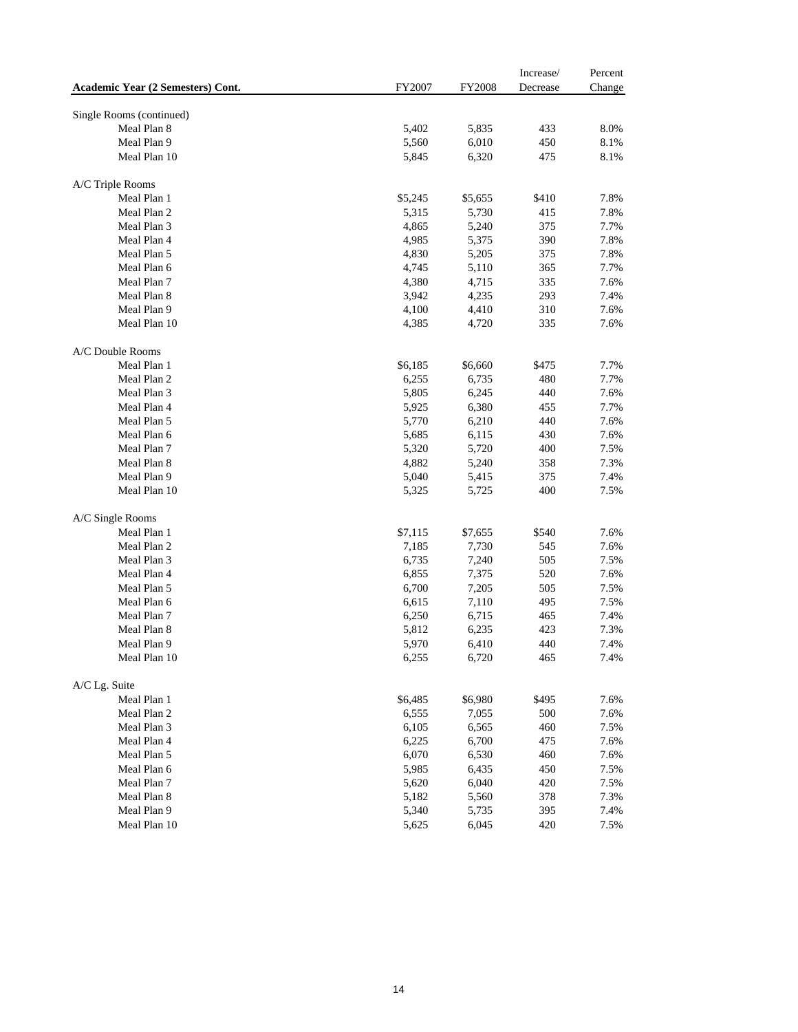| Academic Year (2 Semesters) Cont. | FY2007 | FY2008 | Increase/ Decrease | Percent Change |
|---|---|---|---|---|
| Single Rooms (continued) | | | | |
| Meal Plan 8 | 5,402 | 5,835 | 433 | 8.0% |
| Meal Plan 9 | 5,560 | 6,010 | 450 | 8.1% |
| Meal Plan 10 | 5,845 | 6,320 | 475 | 8.1% |
| A/C Triple Rooms | | | | |
| Meal Plan 1 | $5,245 | $5,655 | $410 | 7.8% |
| Meal Plan 2 | 5,315 | 5,730 | 415 | 7.8% |
| Meal Plan 3 | 4,865 | 5,240 | 375 | 7.7% |
| Meal Plan 4 | 4,985 | 5,375 | 390 | 7.8% |
| Meal Plan 5 | 4,830 | 5,205 | 375 | 7.8% |
| Meal Plan 6 | 4,745 | 5,110 | 365 | 7.7% |
| Meal Plan 7 | 4,380 | 4,715 | 335 | 7.6% |
| Meal Plan 8 | 3,942 | 4,235 | 293 | 7.4% |
| Meal Plan 9 | 4,100 | 4,410 | 310 | 7.6% |
| Meal Plan 10 | 4,385 | 4,720 | 335 | 7.6% |
| A/C Double Rooms | | | | |
| Meal Plan 1 | $6,185 | $6,660 | $475 | 7.7% |
| Meal Plan 2 | 6,255 | 6,735 | 480 | 7.7% |
| Meal Plan 3 | 5,805 | 6,245 | 440 | 7.6% |
| Meal Plan 4 | 5,925 | 6,380 | 455 | 7.7% |
| Meal Plan 5 | 5,770 | 6,210 | 440 | 7.6% |
| Meal Plan 6 | 5,685 | 6,115 | 430 | 7.6% |
| Meal Plan 7 | 5,320 | 5,720 | 400 | 7.5% |
| Meal Plan 8 | 4,882 | 5,240 | 358 | 7.3% |
| Meal Plan 9 | 5,040 | 5,415 | 375 | 7.4% |
| Meal Plan 10 | 5,325 | 5,725 | 400 | 7.5% |
| A/C Single Rooms | | | | |
| Meal Plan 1 | $7,115 | $7,655 | $540 | 7.6% |
| Meal Plan 2 | 7,185 | 7,730 | 545 | 7.6% |
| Meal Plan 3 | 6,735 | 7,240 | 505 | 7.5% |
| Meal Plan 4 | 6,855 | 7,375 | 520 | 7.6% |
| Meal Plan 5 | 6,700 | 7,205 | 505 | 7.5% |
| Meal Plan 6 | 6,615 | 7,110 | 495 | 7.5% |
| Meal Plan 7 | 6,250 | 6,715 | 465 | 7.4% |
| Meal Plan 8 | 5,812 | 6,235 | 423 | 7.3% |
| Meal Plan 9 | 5,970 | 6,410 | 440 | 7.4% |
| Meal Plan 10 | 6,255 | 6,720 | 465 | 7.4% |
| A/C Lg. Suite | | | | |
| Meal Plan 1 | $6,485 | $6,980 | $495 | 7.6% |
| Meal Plan 2 | 6,555 | 7,055 | 500 | 7.6% |
| Meal Plan 3 | 6,105 | 6,565 | 460 | 7.5% |
| Meal Plan 4 | 6,225 | 6,700 | 475 | 7.6% |
| Meal Plan 5 | 6,070 | 6,530 | 460 | 7.6% |
| Meal Plan 6 | 5,985 | 6,435 | 450 | 7.5% |
| Meal Plan 7 | 5,620 | 6,040 | 420 | 7.5% |
| Meal Plan 8 | 5,182 | 5,560 | 378 | 7.3% |
| Meal Plan 9 | 5,340 | 5,735 | 395 | 7.4% |
| Meal Plan 10 | 5,625 | 6,045 | 420 | 7.5% |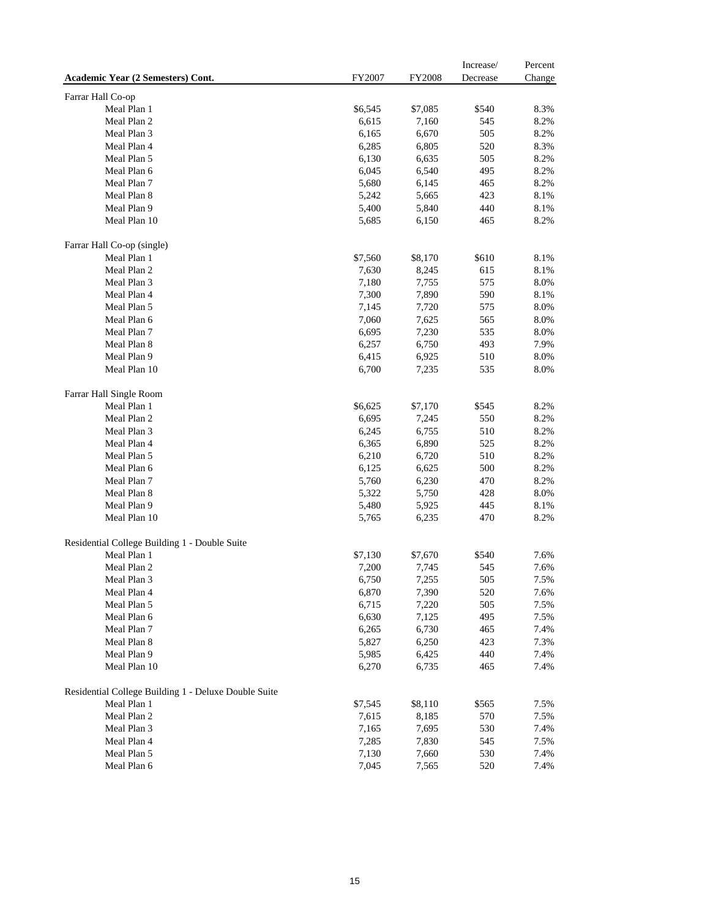| Academic Year (2 Semesters) Cont. | FY2007 | FY2008 | Increase/ Decrease | Percent Change |
|---|---|---|---|---|
| Farrar Hall Co-op | | | | |
| Meal Plan 1 | $6,545 | $7,085 | $540 | 8.3% |
| Meal Plan 2 | 6,615 | 7,160 | 545 | 8.2% |
| Meal Plan 3 | 6,165 | 6,670 | 505 | 8.2% |
| Meal Plan 4 | 6,285 | 6,805 | 520 | 8.3% |
| Meal Plan 5 | 6,130 | 6,635 | 505 | 8.2% |
| Meal Plan 6 | 6,045 | 6,540 | 495 | 8.2% |
| Meal Plan 7 | 5,680 | 6,145 | 465 | 8.2% |
| Meal Plan 8 | 5,242 | 5,665 | 423 | 8.1% |
| Meal Plan 9 | 5,400 | 5,840 | 440 | 8.1% |
| Meal Plan 10 | 5,685 | 6,150 | 465 | 8.2% |
| | | | | |
| Farrar Hall Co-op (single) | | | | |
| Meal Plan 1 | $7,560 | $8,170 | $610 | 8.1% |
| Meal Plan 2 | 7,630 | 8,245 | 615 | 8.1% |
| Meal Plan 3 | 7,180 | 7,755 | 575 | 8.0% |
| Meal Plan 4 | 7,300 | 7,890 | 590 | 8.1% |
| Meal Plan 5 | 7,145 | 7,720 | 575 | 8.0% |
| Meal Plan 6 | 7,060 | 7,625 | 565 | 8.0% |
| Meal Plan 7 | 6,695 | 7,230 | 535 | 8.0% |
| Meal Plan 8 | 6,257 | 6,750 | 493 | 7.9% |
| Meal Plan 9 | 6,415 | 6,925 | 510 | 8.0% |
| Meal Plan 10 | 6,700 | 7,235 | 535 | 8.0% |
| | | | | |
| Farrar Hall Single Room | | | | |
| Meal Plan 1 | $6,625 | $7,170 | $545 | 8.2% |
| Meal Plan 2 | 6,695 | 7,245 | 550 | 8.2% |
| Meal Plan 3 | 6,245 | 6,755 | 510 | 8.2% |
| Meal Plan 4 | 6,365 | 6,890 | 525 | 8.2% |
| Meal Plan 5 | 6,210 | 6,720 | 510 | 8.2% |
| Meal Plan 6 | 6,125 | 6,625 | 500 | 8.2% |
| Meal Plan 7 | 5,760 | 6,230 | 470 | 8.2% |
| Meal Plan 8 | 5,322 | 5,750 | 428 | 8.0% |
| Meal Plan 9 | 5,480 | 5,925 | 445 | 8.1% |
| Meal Plan 10 | 5,765 | 6,235 | 470 | 8.2% |
| | | | | |
| Residential College Building 1 - Double Suite | | | | |
| Meal Plan 1 | $7,130 | $7,670 | $540 | 7.6% |
| Meal Plan 2 | 7,200 | 7,745 | 545 | 7.6% |
| Meal Plan 3 | 6,750 | 7,255 | 505 | 7.5% |
| Meal Plan 4 | 6,870 | 7,390 | 520 | 7.6% |
| Meal Plan 5 | 6,715 | 7,220 | 505 | 7.5% |
| Meal Plan 6 | 6,630 | 7,125 | 495 | 7.5% |
| Meal Plan 7 | 6,265 | 6,730 | 465 | 7.4% |
| Meal Plan 8 | 5,827 | 6,250 | 423 | 7.3% |
| Meal Plan 9 | 5,985 | 6,425 | 440 | 7.4% |
| Meal Plan 10 | 6,270 | 6,735 | 465 | 7.4% |
| | | | | |
| Residential College Building 1 - Deluxe Double Suite | | | | |
| Meal Plan 1 | $7,545 | $8,110 | $565 | 7.5% |
| Meal Plan 2 | 7,615 | 8,185 | 570 | 7.5% |
| Meal Plan 3 | 7,165 | 7,695 | 530 | 7.4% |
| Meal Plan 4 | 7,285 | 7,830 | 545 | 7.5% |
| Meal Plan 5 | 7,130 | 7,660 | 530 | 7.4% |
| Meal Plan 6 | 7,045 | 7,565 | 520 | 7.4% |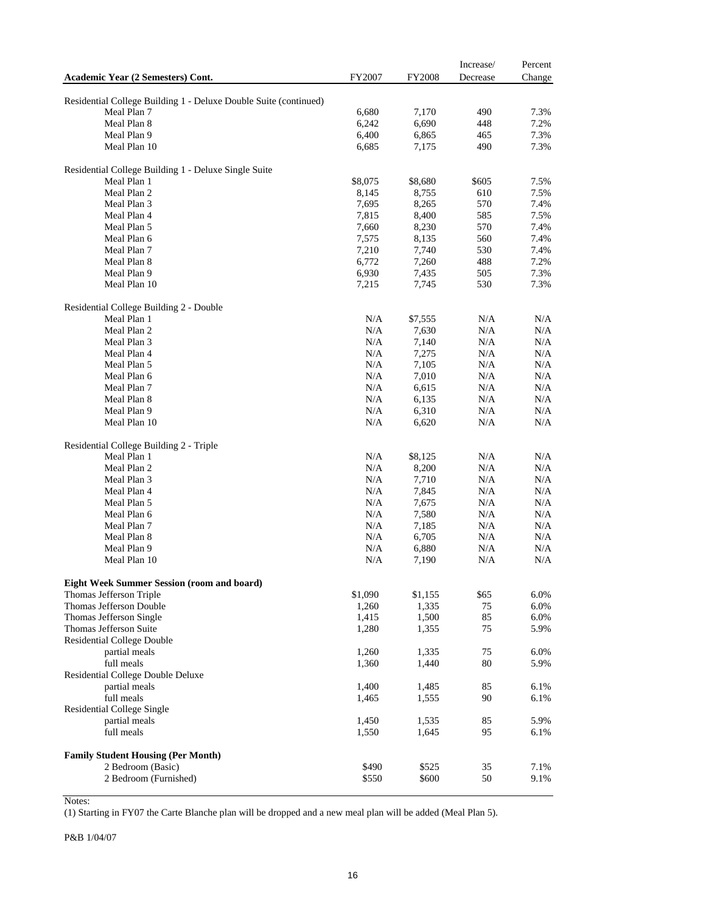| Academic Year (2 Semesters) Cont. | FY2007 | FY2008 | Increase/ Decrease | Percent Change |
|---|---|---|---|---|
| Residential College Building 1 - Deluxe Double Suite (continued) | | | | |
| Meal Plan 7 | 6,680 | 7,170 | 490 | 7.3% |
| Meal Plan 8 | 6,242 | 6,690 | 448 | 7.2% |
| Meal Plan 9 | 6,400 | 6,865 | 465 | 7.3% |
| Meal Plan 10 | 6,685 | 7,175 | 490 | 7.3% |
| Residential College Building 1 - Deluxe Single Suite | | | | |
| Meal Plan 1 | $8,075 | $8,680 | $605 | 7.5% |
| Meal Plan 2 | 8,145 | 8,755 | 610 | 7.5% |
| Meal Plan 3 | 7,695 | 8,265 | 570 | 7.4% |
| Meal Plan 4 | 7,815 | 8,400 | 585 | 7.5% |
| Meal Plan 5 | 7,660 | 8,230 | 570 | 7.4% |
| Meal Plan 6 | 7,575 | 8,135 | 560 | 7.4% |
| Meal Plan 7 | 7,210 | 7,740 | 530 | 7.4% |
| Meal Plan 8 | 6,772 | 7,260 | 488 | 7.2% |
| Meal Plan 9 | 6,930 | 7,435 | 505 | 7.3% |
| Meal Plan 10 | 7,215 | 7,745 | 530 | 7.3% |
| Residential College Building 2 - Double | | | | |
| Meal Plan 1 | N/A | $7,555 | N/A | N/A |
| Meal Plan 2 | N/A | 7,630 | N/A | N/A |
| Meal Plan 3 | N/A | 7,140 | N/A | N/A |
| Meal Plan 4 | N/A | 7,275 | N/A | N/A |
| Meal Plan 5 | N/A | 7,105 | N/A | N/A |
| Meal Plan 6 | N/A | 7,010 | N/A | N/A |
| Meal Plan 7 | N/A | 6,615 | N/A | N/A |
| Meal Plan 8 | N/A | 6,135 | N/A | N/A |
| Meal Plan 9 | N/A | 6,310 | N/A | N/A |
| Meal Plan 10 | N/A | 6,620 | N/A | N/A |
| Residential College Building 2 - Triple | | | | |
| Meal Plan 1 | N/A | $8,125 | N/A | N/A |
| Meal Plan 2 | N/A | 8,200 | N/A | N/A |
| Meal Plan 3 | N/A | 7,710 | N/A | N/A |
| Meal Plan 4 | N/A | 7,845 | N/A | N/A |
| Meal Plan 5 | N/A | 7,675 | N/A | N/A |
| Meal Plan 6 | N/A | 7,580 | N/A | N/A |
| Meal Plan 7 | N/A | 7,185 | N/A | N/A |
| Meal Plan 8 | N/A | 6,705 | N/A | N/A |
| Meal Plan 9 | N/A | 6,880 | N/A | N/A |
| Meal Plan 10 | N/A | 7,190 | N/A | N/A |
| **Eight Week Summer Session (room and board)** | | | | |
| Thomas Jefferson Triple | $1,090 | $1,155 | $65 | 6.0% |
| Thomas Jefferson Double | 1,260 | 1,335 | 75 | 6.0% |
| Thomas Jefferson Single | 1,415 | 1,500 | 85 | 6.0% |
| Thomas Jefferson Suite | 1,280 | 1,355 | 75 | 5.9% |
| Residential College Double | | | | |
| partial meals | 1,260 | 1,335 | 75 | 6.0% |
| full meals | 1,360 | 1,440 | 80 | 5.9% |
| Residential College Double Deluxe | | | | |
| partial meals | 1,400 | 1,485 | 85 | 6.1% |
| full meals | 1,465 | 1,555 | 90 | 6.1% |
| Residential College Single | | | | |
| partial meals | 1,450 | 1,535 | 85 | 5.9% |
| full meals | 1,550 | 1,645 | 95 | 6.1% |
| **Family Student Housing (Per Month)** | | | | |
| 2 Bedroom (Basic) | $490 | $525 | 35 | 7.1% |
| 2 Bedroom (Furnished) | $550 | $600 | 50 | 9.1% |

Notes:

(1) Starting in FY07 the Carte Blanche plan will be dropped and a new meal plan will be added (Meal Plan 5).

P&B 1/04/07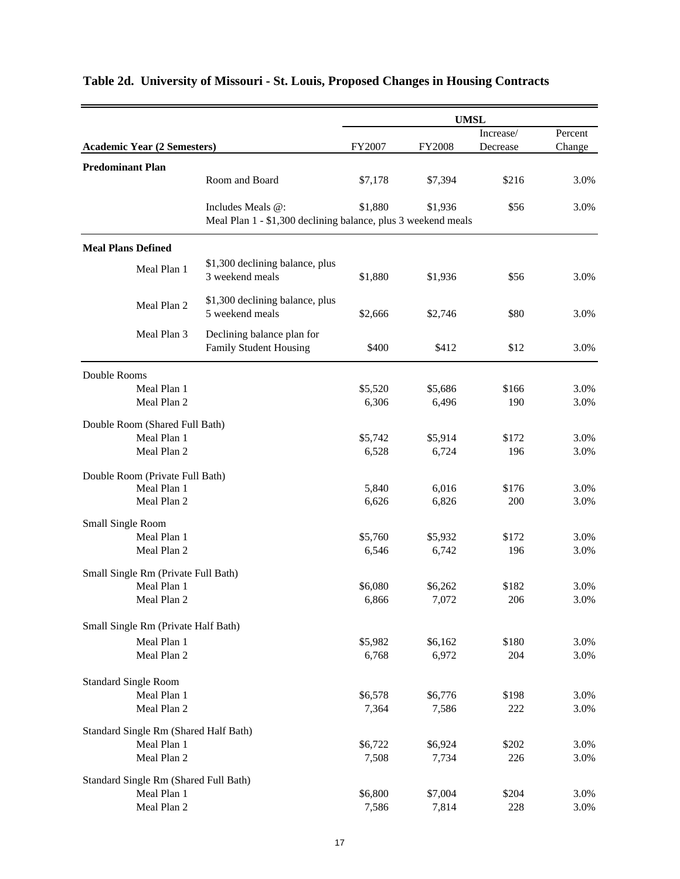# Table 2d. University of Missouri - St. Louis, Proposed Changes in Housing Contracts

| Academic Year (2 Semesters) | | UMSL | | | |
|---|---|---|---|---|---|
| | | FY2007 | FY2008 | Increase/ Decrease | Percent Change |
| **Predominant Plan** | Room and Board | $7,178 | $7,394 | $216 | 3.0% |
| | Includes Meals @: | $1,880 | $1,936 | $56 | 3.0% |
| | Meal Plan 1 - $1,300 declining balance, plus 3 weekend meals | | | | |
| **Meal Plans Defined** | | | | | |
| Meal Plan 1 | $1,300 declining balance, plus 3 weekend meals | $1,880 | $1,936 | $56 | 3.0% |
| Meal Plan 2 | $1,300 declining balance, plus 5 weekend meals | $2,666 | $2,746 | $80 | 3.0% |
| Meal Plan 3 | Declining balance plan for Family Student Housing | $400 | $412 | $12 | 3.0% |
| Double Rooms | | | | | |
| Meal Plan 1 | | $5,520 | $5,686 | $166 | 3.0% |
| Meal Plan 2 | | 6,306 | 6,496 | 190 | 3.0% |
| Double Room (Shared Full Bath) | | | | | |
| Meal Plan 1 | | $5,742 | $5,914 | $172 | 3.0% |
| Meal Plan 2 | | 6,528 | 6,724 | 196 | 3.0% |
| Double Room (Private Full Bath) | | | | | |
| Meal Plan 1 | | 5,840 | 6,016 | $176 | 3.0% |
| Meal Plan 2 | | 6,626 | 6,826 | 200 | 3.0% |
| Small Single Room | | | | | |
| Meal Plan 1 | | $5,760 | $5,932 | $172 | 3.0% |
| Meal Plan 2 | | 6,546 | 6,742 | 196 | 3.0% |
| Small Single Rm (Private Full Bath) | | | | | |
| Meal Plan 1 | | $6,080 | $6,262 | $182 | 3.0% |
| Meal Plan 2 | | 6,866 | 7,072 | 206 | 3.0% |
| Small Single Rm (Private Half Bath) | | | | | |
| Meal Plan 1 | | $5,982 | $6,162 | $180 | 3.0% |
| Meal Plan 2 | | 6,768 | 6,972 | 204 | 3.0% |
| Standard Single Room | | | | | |
| Meal Plan 1 | | $6,578 | $6,776 | $198 | 3.0% |
| Meal Plan 2 | | 7,364 | 7,586 | 222 | 3.0% |
| Standard Single Rm (Shared Half Bath) | | | | | |
| Meal Plan 1 | | $6,722 | $6,924 | $202 | 3.0% |
| Meal Plan 2 | | 7,508 | 7,734 | 226 | 3.0% |
| Standard Single Rm (Shared Full Bath) | | | | | |
| Meal Plan 1 | | $6,800 | $7,004 | $204 | 3.0% |
| Meal Plan 2 | | 7,586 | 7,814 | 228 | 3.0% |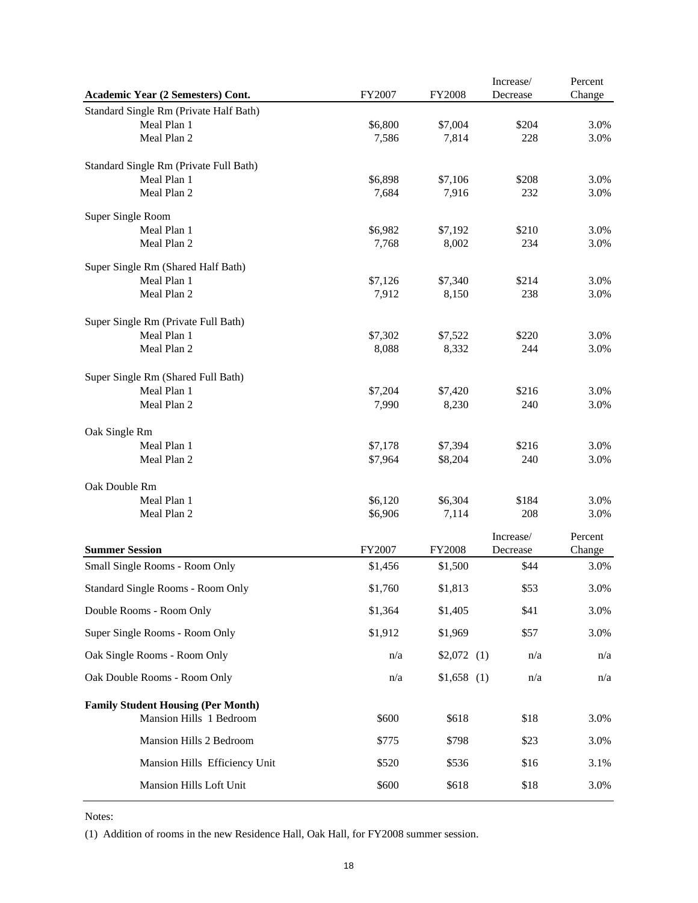| Academic Year (2 Semesters) Cont. | FY2007 | FY2008 | Increase/ Decrease | Percent Change |
|---|---|---|---|---|
| Standard Single Rm (Private Half Bath) | | | | |
| Meal Plan 1 | $6,800 | $7,004 | $204 | 3.0% |
| Meal Plan 2 | 7,586 | 7,814 | 228 | 3.0% |
| Standard Single Rm (Private Full Bath) | | | | |
| Meal Plan 1 | $6,898 | $7,106 | $208 | 3.0% |
| Meal Plan 2 | 7,684 | 7,916 | 232 | 3.0% |
| Super Single Room | | | | |
| Meal Plan 1 | $6,982 | $7,192 | $210 | 3.0% |
| Meal Plan 2 | 7,768 | 8,002 | 234 | 3.0% |
| Super Single Rm (Shared Half Bath) | | | | |
| Meal Plan 1 | $7,126 | $7,340 | $214 | 3.0% |
| Meal Plan 2 | 7,912 | 8,150 | 238 | 3.0% |
| Super Single Rm (Private Full Bath) | | | | |
| Meal Plan 1 | $7,302 | $7,522 | $220 | 3.0% |
| Meal Plan 2 | 8,088 | 8,332 | 244 | 3.0% |
| Super Single Rm (Shared Full Bath) | | | | |
| Meal Plan 1 | $7,204 | $7,420 | $216 | 3.0% |
| Meal Plan 2 | 7,990 | 8,230 | 240 | 3.0% |
| Oak Single Rm | | | | |
| Meal Plan 1 | $7,178 | $7,394 | $216 | 3.0% |
| Meal Plan 2 | $7,964 | $8,204 | 240 | 3.0% |
| Oak Double Rm | | | | |
| Meal Plan 1 | $6,120 | $6,304 | $184 | 3.0% |
| Meal Plan 2 | $6,906 | 7,114 | 208 | 3.0% |

| Summer Session | FY2007 | FY2008 | Increase/ Decrease | Percent Change |
|---|---|---|---|---|
| Small Single Rooms - Room Only | $1,456 | $1,500 | $44 | 3.0% |
| Standard Single Rooms - Room Only | $1,760 | $1,813 | $53 | 3.0% |
| Double Rooms - Room Only | $1,364 | $1,405 | $41 | 3.0% |
| Super Single Rooms - Room Only | $1,912 | $1,969 | $57 | 3.0% |
| Oak Single Rooms - Room Only | n/a | $2,072 (1) | n/a | n/a |
| Oak Double Rooms - Room Only | n/a | $1,658 (1) | n/a | n/a |
| **Family Student Housing (Per Month)** | | | | |
| Mansion Hills 1 Bedroom | $600 | $618 | $18 | 3.0% |
| Mansion Hills 2 Bedroom | $775 | $798 | $23 | 3.0% |
| Mansion Hills Efficiency Unit | $520 | $536 | $16 | 3.1% |
| Mansion Hills Loft Unit | $600 | $618 | $18 | 3.0% |

Notes:

(1) Addition of rooms in the new Residence Hall, Oak Hall, for FY2008 summer session.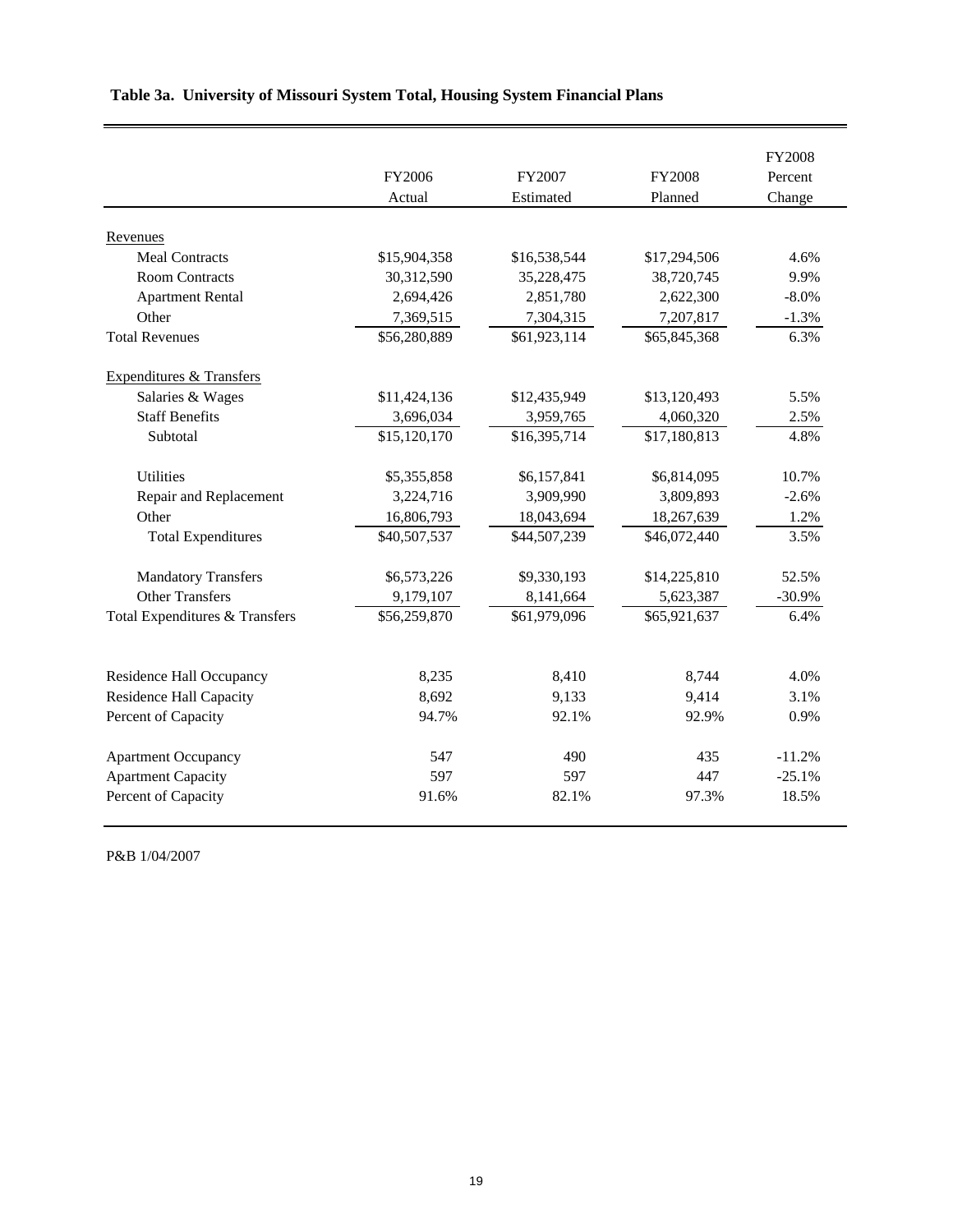**Table 3a. University of Missouri System Total, Housing System Financial Plans**

| | FY2006 Actual | FY2007 Estimated | FY2008 Planned | FY2008 Percent Change |
|---|---|---|---|---|
| Revenues | | | | |
| Meal Contracts | $15,904,358 | $16,538,544 | $17,294,506 | 4.6% |
| Room Contracts | 30,312,590 | 35,228,475 | 38,720,745 | 9.9% |
| Apartment Rental | 2,694,426 | 2,851,780 | 2,622,300 | -8.0% |
| Other | 7,369,515 | 7,304,315 | 7,207,817 | -1.3% |
| Total Revenues | $56,280,889 | $61,923,114 | $65,845,368 | 6.3% |
| Expenditures & Transfers | | | | |
| Salaries & Wages | $11,424,136 | $12,435,949 | $13,120,493 | 5.5% |
| Staff Benefits | 3,696,034 | 3,959,765 | 4,060,320 | 2.5% |
| Subtotal | $15,120,170 | $16,395,714 | $17,180,813 | 4.8% |
| Utilities | $5,355,858 | $6,157,841 | $6,814,095 | 10.7% |
| Repair and Replacement | 3,224,716 | 3,909,990 | 3,809,893 | -2.6% |
| Other | 16,806,793 | 18,043,694 | 18,267,639 | 1.2% |
| Total Expenditures | $40,507,537 | $44,507,239 | $46,072,440 | 3.5% |
| Mandatory Transfers | $6,573,226 | $9,330,193 | $14,225,810 | 52.5% |
| Other Transfers | 9,179,107 | 8,141,664 | 5,623,387 | -30.9% |
| Total Expenditures & Transfers | $56,259,870 | $61,979,096 | $65,921,637 | 6.4% |
| Residence Hall Occupancy | 8,235 | 8,410 | 8,744 | 4.0% |
| Residence Hall Capacity | 8,692 | 9,133 | 9,414 | 3.1% |
| Percent of Capacity | 94.7% | 92.1% | 92.9% | 0.9% |
| Apartment Occupancy | 547 | 490 | 435 | -11.2% |
| Apartment Capacity | 597 | 597 | 447 | -25.1% |
| Percent of Capacity | 91.6% | 82.1% | 97.3% | 18.5% |

P&B 1/04/2007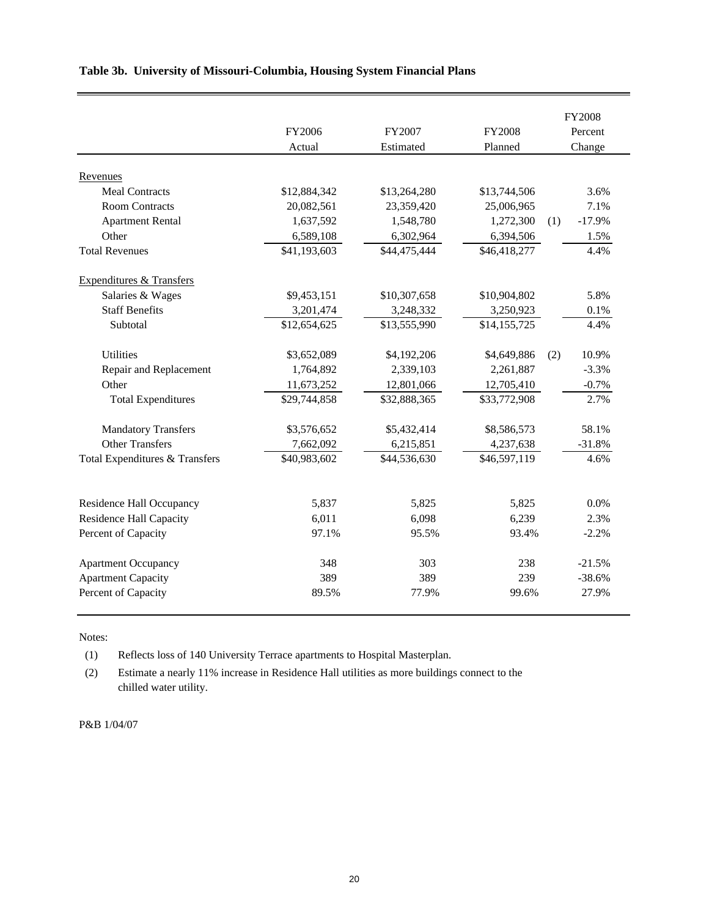**Table 3b. University of Missouri-Columbia, Housing System Financial Plans**

| | FY2006 Actual | FY2007 Estimated | FY2008 Planned | | FY2008 Percent Change |
|---|---|---|---|---|---|
| Revenues | | | | | |
| Meal Contracts | $12,884,342 | $13,264,280 | $13,744,506 | | 3.6% |
| Room Contracts | 20,082,561 | 23,359,420 | 25,006,965 | | 7.1% |
| Apartment Rental | 1,637,592 | 1,548,780 | 1,272,300 | (1) | -17.9% |
| Other | 6,589,108 | 6,302,964 | 6,394,506 | | 1.5% |
| Total Revenues | $41,193,603 | $44,475,444 | $46,418,277 | | 4.4% |
| Expenditures & Transfers | | | | | |
| Salaries & Wages | $9,453,151 | $10,307,658 | $10,904,802 | | 5.8% |
| Staff Benefits | 3,201,474 | 3,248,332 | 3,250,923 | | 0.1% |
| Subtotal | $12,654,625 | $13,555,990 | $14,155,725 | | 4.4% |
| Utilities | $3,652,089 | $4,192,206 | $4,649,886 | (2) | 10.9% |
| Repair and Replacement | 1,764,892 | 2,339,103 | 2,261,887 | | -3.3% |
| Other | 11,673,252 | 12,801,066 | 12,705,410 | | -0.7% |
| Total Expenditures | $29,744,858 | $32,888,365 | $33,772,908 | | 2.7% |
| Mandatory Transfers | $3,576,652 | $5,432,414 | $8,586,573 | | 58.1% |
| Other Transfers | 7,662,092 | 6,215,851 | 4,237,638 | | -31.8% |
| Total Expenditures & Transfers | $40,983,602 | $44,536,630 | $46,597,119 | | 4.6% |
| Residence Hall Occupancy | 5,837 | 5,825 | 5,825 | | 0.0% |
| Residence Hall Capacity | 6,011 | 6,098 | 6,239 | | 2.3% |
| Percent of Capacity | 97.1% | 95.5% | 93.4% | | -2.2% |
| Apartment Occupancy | 348 | 303 | 238 | | -21.5% |
| Apartment Capacity | 389 | 389 | 239 | | -38.6% |
| Percent of Capacity | 89.5% | 77.9% | 99.6% | | 27.9% |

Notes:

(1) Reflects loss of 140 University Terrace apartments to Hospital Masterplan.

(2) Estimate a nearly 11% increase in Residence Hall utilities as more buildings connect to the chilled water utility.

P&B 1/04/07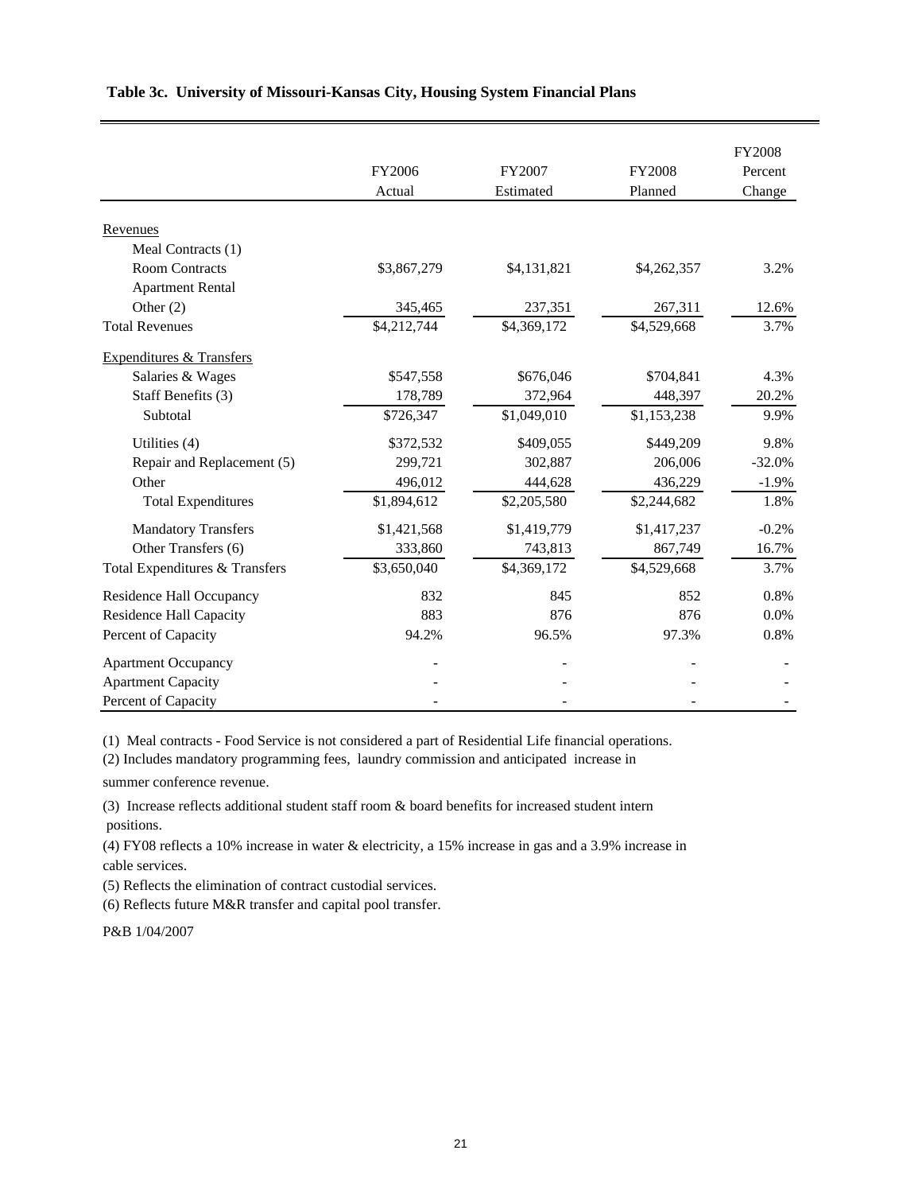**Table 3c. University of Missouri-Kansas City, Housing System Financial Plans**

| | FY2006 Actual | FY2007 Estimated | FY2008 Planned | FY2008 Percent Change |
|---|---|---|---|---|
| Revenues | | | | |
| Meal Contracts (1) | | | | |
| Room Contracts | $3,867,279 | $4,131,821 | $4,262,357 | 3.2% |
| Apartment Rental | | | | |
| Other (2) | 345,465 | 237,351 | 267,311 | 12.6% |
| Total Revenues | $4,212,744 | $4,369,172 | $4,529,668 | 3.7% |
| Expenditures & Transfers | | | | |
| Salaries & Wages | $547,558 | $676,046 | $704,841 | 4.3% |
| Staff Benefits (3) | 178,789 | 372,964 | 448,397 | 20.2% |
| Subtotal | $726,347 | $1,049,010 | $1,153,238 | 9.9% |
| Utilities (4) | $372,532 | $409,055 | $449,209 | 9.8% |
| Repair and Replacement (5) | 299,721 | 302,887 | 206,006 | -32.0% |
| Other | 496,012 | 444,628 | 436,229 | -1.9% |
| Total Expenditures | $1,894,612 | $2,205,580 | $2,244,682 | 1.8% |
| Mandatory Transfers | $1,421,568 | $1,419,779 | $1,417,237 | -0.2% |
| Other Transfers (6) | 333,860 | 743,813 | 867,749 | 16.7% |
| Total Expenditures & Transfers | $3,650,040 | $4,369,172 | $4,529,668 | 3.7% |
| Residence Hall Occupancy | 832 | 845 | 852 | 0.8% |
| Residence Hall Capacity | 883 | 876 | 876 | 0.0% |
| Percent of Capacity | 94.2% | 96.5% | 97.3% | 0.8% |
| Apartment Occupancy | - | - | - | - |
| Apartment Capacity | - | - | - | - |
| Percent of Capacity | - | - | - | - |

(1) Meal contracts - Food Service is not considered a part of Residential Life financial operations.

(2) Includes mandatory programming fees, laundry commission and anticipated increase in summer conference revenue.

(3) Increase reflects additional student staff room & board benefits for increased student intern positions.

(4) FY08 reflects a 10% increase in water & electricity, a 15% increase in gas and a 3.9% increase in cable services.

(5) Reflects the elimination of contract custodial services.

(6) Reflects future M&R transfer and capital pool transfer.

P&B 1/04/2007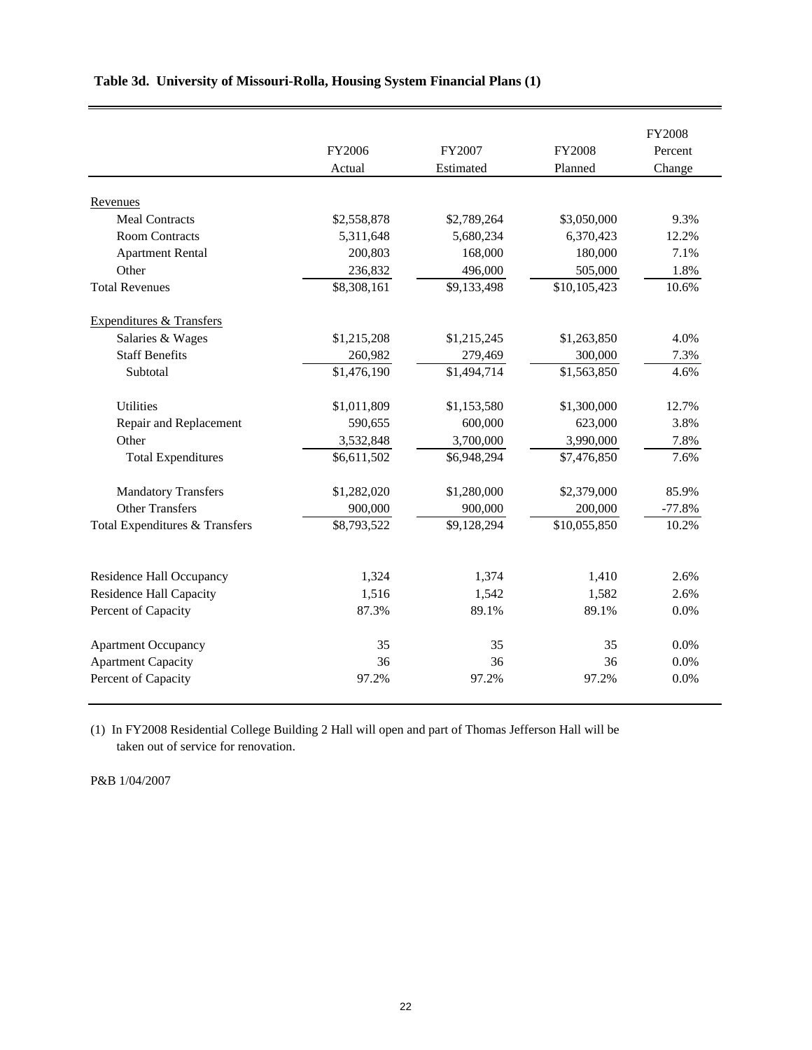**Table 3d. University of Missouri-Rolla, Housing System Financial Plans (1)**

| | FY2006 Actual | FY2007 Estimated | FY2008 Planned | FY2008 Percent Change |
|---|---|---|---|---|
| Revenues | | | | |
| Meal Contracts | $2,558,878 | $2,789,264 | $3,050,000 | 9.3% |
| Room Contracts | 5,311,648 | 5,680,234 | 6,370,423 | 12.2% |
| Apartment Rental | 200,803 | 168,000 | 180,000 | 7.1% |
| Other | 236,832 | 496,000 | 505,000 | 1.8% |
| Total Revenues | $8,308,161 | $9,133,498 | $10,105,423 | 10.6% |
| Expenditures & Transfers | | | | |
| Salaries & Wages | $1,215,208 | $1,215,245 | $1,263,850 | 4.0% |
| Staff Benefits | 260,982 | 279,469 | 300,000 | 7.3% |
| Subtotal | $1,476,190 | $1,494,714 | $1,563,850 | 4.6% |
| Utilities | $1,011,809 | $1,153,580 | $1,300,000 | 12.7% |
| Repair and Replacement | 590,655 | 600,000 | 623,000 | 3.8% |
| Other | 3,532,848 | 3,700,000 | 3,990,000 | 7.8% |
| Total Expenditures | $6,611,502 | $6,948,294 | $7,476,850 | 7.6% |
| Mandatory Transfers | $1,282,020 | $1,280,000 | $2,379,000 | 85.9% |
| Other Transfers | 900,000 | 900,000 | 200,000 | -77.8% |
| Total Expenditures & Transfers | $8,793,522 | $9,128,294 | $10,055,850 | 10.2% |
| Residence Hall Occupancy | 1,324 | 1,374 | 1,410 | 2.6% |
| Residence Hall Capacity | 1,516 | 1,542 | 1,582 | 2.6% |
| Percent of Capacity | 87.3% | 89.1% | 89.1% | 0.0% |
| Apartment Occupancy | 35 | 35 | 35 | 0.0% |
| Apartment Capacity | 36 | 36 | 36 | 0.0% |
| Percent of Capacity | 97.2% | 97.2% | 97.2% | 0.0% |

(1) In FY2008 Residential College Building 2 Hall will open and part of Thomas Jefferson Hall will be taken out of service for renovation.

P&B 1/04/2007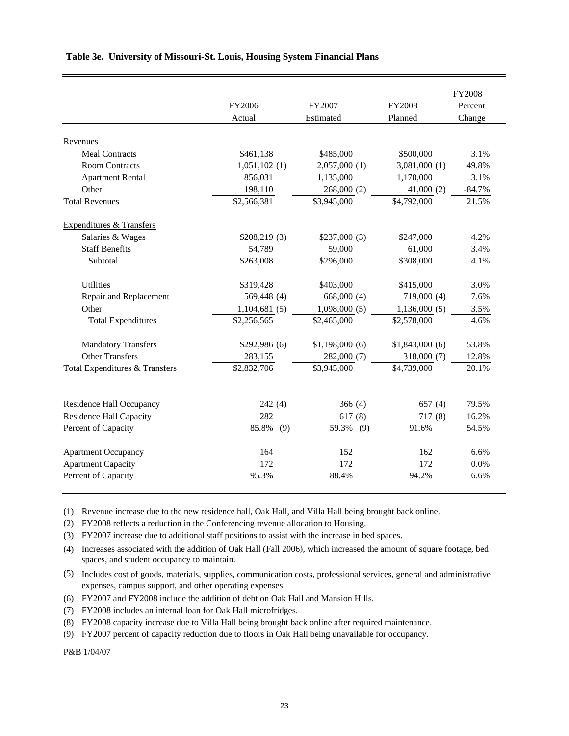**Table 3e. University of Missouri-St. Louis, Housing System Financial Plans**

| | FY2006 Actual | FY2007 Estimated | FY2008 Planned | FY2008 Percent Change |
|---|---|---|---|---|
| Revenues | | | | |
| Meal Contracts | $461,138 | $485,000 | $500,000 | 3.1% |
| Room Contracts | 1,051,102 (1) | 2,057,000 (1) | 3,081,000 (1) | 49.8% |
| Apartment Rental | 856,031 | 1,135,000 | 1,170,000 | 3.1% |
| Other | 198,110 | 268,000 (2) | 41,000 (2) | -84.7% |
| Total Revenues | $2,566,381 | $3,945,000 | $4,792,000 | 21.5% |
| Expenditures & Transfers | | | | |
| Salaries & Wages | $208,219 (3) | $237,000 (3) | $247,000 | 4.2% |
| Staff Benefits | 54,789 | 59,000 | 61,000 | 3.4% |
| Subtotal | $263,008 | $296,000 | $308,000 | 4.1% |
| Utilities | $319,428 | $403,000 | $415,000 | 3.0% |
| Repair and Replacement | 569,448 (4) | 668,000 (4) | 719,000 (4) | 7.6% |
| Other | 1,104,681 (5) | 1,098,000 (5) | 1,136,000 (5) | 3.5% |
| Total Expenditures | $2,256,565 | $2,465,000 | $2,578,000 | 4.6% |
| Mandatory Transfers | $292,986 (6) | $1,198,000 (6) | $1,843,000 (6) | 53.8% |
| Other Transfers | 283,155 | 282,000 (7) | 318,000 (7) | 12.8% |
| Total Expenditures & Transfers | $2,832,706 | $3,945,000 | $4,739,000 | 20.1% |
| Residence Hall Occupancy | 242 (4) | 366 (4) | 657 (4) | 79.5% |
| Residence Hall Capacity | 282 | 617 (8) | 717 (8) | 16.2% |
| Percent of Capacity | 85.8% (9) | 59.3% (9) | 91.6% | 54.5% |
| Apartment Occupancy | 164 | 152 | 162 | 6.6% |
| Apartment Capacity | 172 | 172 | 172 | 0.0% |
| Percent of Capacity | 95.3% | 88.4% | 94.2% | 6.6% |

(1) Revenue increase due to the new residence hall, Oak Hall, and Villa Hall being brought back online.

(2) FY2008 reflects a reduction in the Conferencing revenue allocation to Housing.

(3) FY2007 increase due to additional staff positions to assist with the increase in bed spaces.

(4) Increases associated with the addition of Oak Hall (Fall 2006), which increased the amount of square footage, bed spaces, and student occupancy to maintain.

(5) Includes cost of goods, materials, supplies, communication costs, professional services, general and administrative expenses, campus support, and other operating expenses.

(6) FY2007 and FY2008 include the addition of debt on Oak Hall and Mansion Hills.

(7) FY2008 includes an internal loan for Oak Hall microfridges.

(8) FY2008 capacity increase due to Villa Hall being brought back online after required maintenance.

(9) FY2007 percent of capacity reduction due to floors in Oak Hall being unavailable for occupancy.

P&B 1/04/07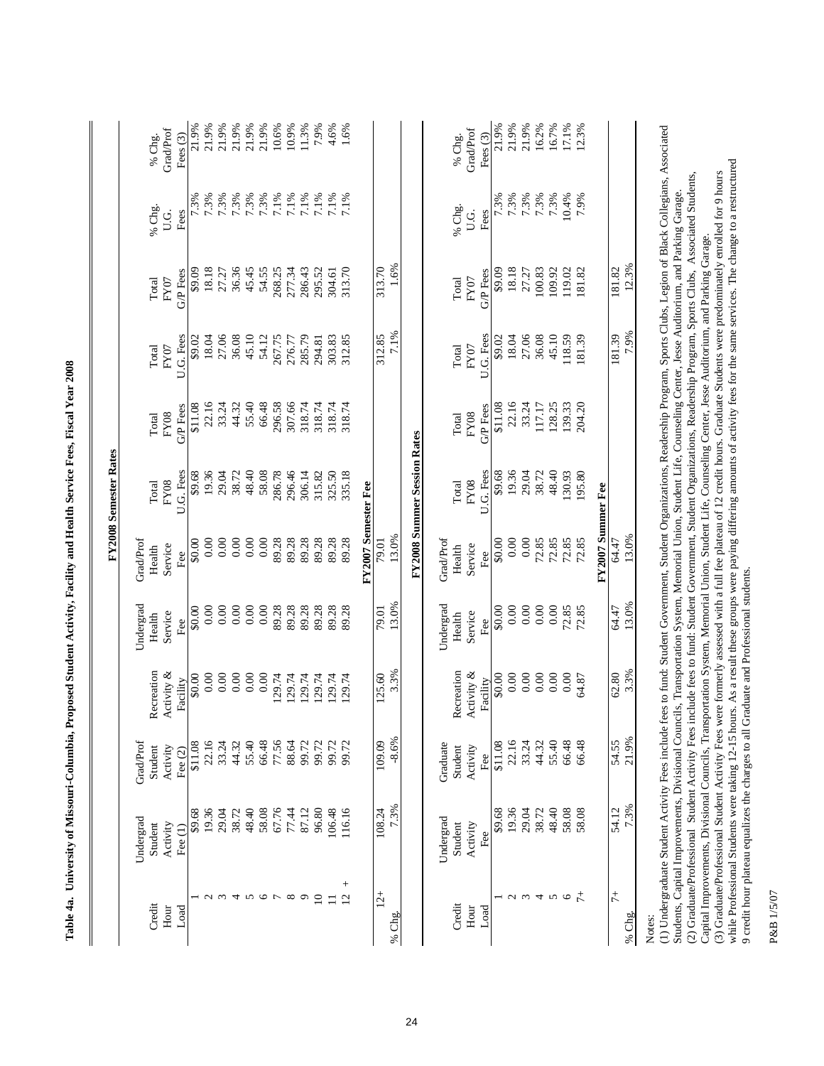**Table 4a. University of Missouri-Columbia, Proposed Student Activity, Facility and Health Service Fees, Fiscal Year 2008**

**FY2008 Semester Rates**

| Credit Hour Load | Undergrad Student Activity Fee (1) | Grad/Prof Student Activity Fee (2) | Recreation Activity & Facility | Undergrad Health Service Fee | Grad/Prof Health Service Fee | Total FY08 U.G. Fees | Total FY08 G/P Fees | Total FY07 U.G. Fees | Total FY07 G/P Fees | % Chg. U.G. Fees | % Chg. Grad/Prof Fees (3) |
|---|---|---|---|---|---|---|---|---|---|---|---|
| 1 | $9.68 | $11.08 | $0.00 | $0.00 | $0.00 | $9.68 | $11.08 | $9.02 | $9.09 | 7.3% | 21.9% |
| 2 | 19.36 | 22.16 | 0.00 | 0.00 | 0.00 | 19.36 | 22.16 | 18.04 | 18.18 | 7.3% | 21.9% |
| 3 | 29.04 | 33.24 | 0.00 | 0.00 | 0.00 | 29.04 | 33.24 | 27.06 | 27.27 | 7.3% | 21.9% |
| 4 | 38.72 | 44.32 | 0.00 | 0.00 | 0.00 | 38.72 | 44.32 | 36.08 | 36.36 | 7.3% | 21.9% |
| 5 | 48.40 | 55.40 | 0.00 | 0.00 | 0.00 | 48.40 | 55.40 | 45.10 | 45.45 | 7.3% | 21.9% |
| 6 | 58.08 | 66.48 | 0.00 | 0.00 | 0.00 | 58.08 | 66.48 | 54.12 | 54.55 | 7.3% | 21.9% |
| 7 | 67.76 | 77.56 | 129.74 | 89.28 | 89.28 | 286.78 | 296.58 | 267.75 | 268.25 | 7.1% | 10.6% |
| 8 | 77.44 | 88.64 | 129.74 | 89.28 | 89.28 | 296.46 | 307.66 | 276.77 | 277.34 | 7.1% | 10.9% |
| 9 | 87.12 | 99.72 | 129.74 | 89.28 | 89.28 | 306.14 | 318.74 | 285.79 | 286.43 | 7.1% | 11.3% |
| 10 | 96.80 | 99.72 | 129.74 | 89.28 | 89.28 | 315.82 | 318.74 | 294.81 | 295.52 | 7.1% | 7.9% |
| 11 | 106.48 | 99.72 | 129.74 | 89.28 | 89.28 | 325.50 | 318.74 | 303.83 | 304.61 | 7.1% | 4.6% |
| 12 + | 116.16 | 99.72 | 129.74 | 89.28 | 89.28 | 335.18 | 318.74 | 312.85 | 313.70 | 7.1% | 1.6% |
| **FY2007 Semester Fee** | | | | | | | | | | | |
| 12+ | 108.24 | 109.09 | 125.60 | 79.01 | 79.01 | | | 312.85 | 313.70 | | |
| % Chg. | 7.3% | -8.6% | 3.3% | 13.0% | 13.0% | | | 7.1% | 1.6% | | |

**FY2008 Summer Session Rates**

| Credit Hour Load | Undergrad Student Activity Fee | Graduate Student Activity Fee | Recreation Activity & Facility | Undergrad Health Service Fee | Grad/Prof Health Service Fee | Total FY08 U.G. Fees | Total FY08 G/P Fees | Total FY07 U.G. Fees | Total FY07 G/P Fees | % Chg. U.G. Fees | % Chg. Grad/Prof Fees (3) |
|---|---|---|---|---|---|---|---|---|---|---|---|
| 1 | $9.68 | $11.08 | $0.00 | $0.00 | $0.00 | $9.68 | $11.08 | $9.02 | $9.09 | 7.3% | 21.9% |
| 2 | 19.36 | 22.16 | 0.00 | 0.00 | 0.00 | 19.36 | 22.16 | 18.04 | 18.18 | 7.3% | 21.9% |
| 3 | 29.04 | 33.24 | 0.00 | 0.00 | 0.00 | 29.04 | 33.24 | 27.06 | 27.27 | 7.3% | 21.9% |
| 4 | 38.72 | 44.32 | 0.00 | 0.00 | 72.85 | 38.72 | 117.17 | 36.08 | 100.83 | 7.3% | 16.2% |
| 5 | 48.40 | 55.40 | 0.00 | 0.00 | 72.85 | 48.40 | 128.25 | 45.10 | 109.92 | 7.3% | 16.7% |
| 6 | 58.08 | 66.48 | 0.00 | 72.85 | 72.85 | 130.93 | 139.33 | 118.59 | 119.02 | 10.4% | 17.1% |
| 7+ | 58.08 | 66.48 | 64.87 | 72.85 | 72.85 | 195.80 | 204.20 | 181.39 | 181.82 | 7.9% | 12.3% |
| **FY2007 Summer Fee** | | | | | | | | | | | |
| 7+ | 54.12 | 54.55 | 62.80 | 64.47 | 64.47 | | | 181.39 | 181.82 | | |
| % Chg. | 7.3% | 21.9% | 3.3% | 13.0% | 13.0% | | | 7.9% | 12.3% | | |

Notes:

(1) Undergraduate Student Activity Fees include fees to fund: Student Government, Student Organizations, Readership Program, Sports Clubs, Legion of Black Collegians, Associated Students, Capital Improvements, Divisional Councils, Transportation System, Memorial Union, Student Life, Counseling Center, Jesse Auditorium, and Parking Garage.

(2) Graduate/Professional Student Activity Fees include fees to fund: Student Government, Student Organizations, Readership Program, Sports Clubs, Associated Students, Capital Improvements, Divisional Councils, Transportation System, Memorial Union, Student Life, Counseling Center, Jesse Auditorium, and Parking Garage.

(3) Graduate/Professional Student Activity Fees were formerly assessed with a full fee plateau of 12 credit hours. Graduate Students were predominately enrolled for 9 hours while Professional Students were taking 12-15 hours. As a result these groups were paying differing amounts of activity fees for the same services. The change to a restructured 9 credit hour plateau equalizes the charges to all Graduate and Professional students.

P&B 1/5/07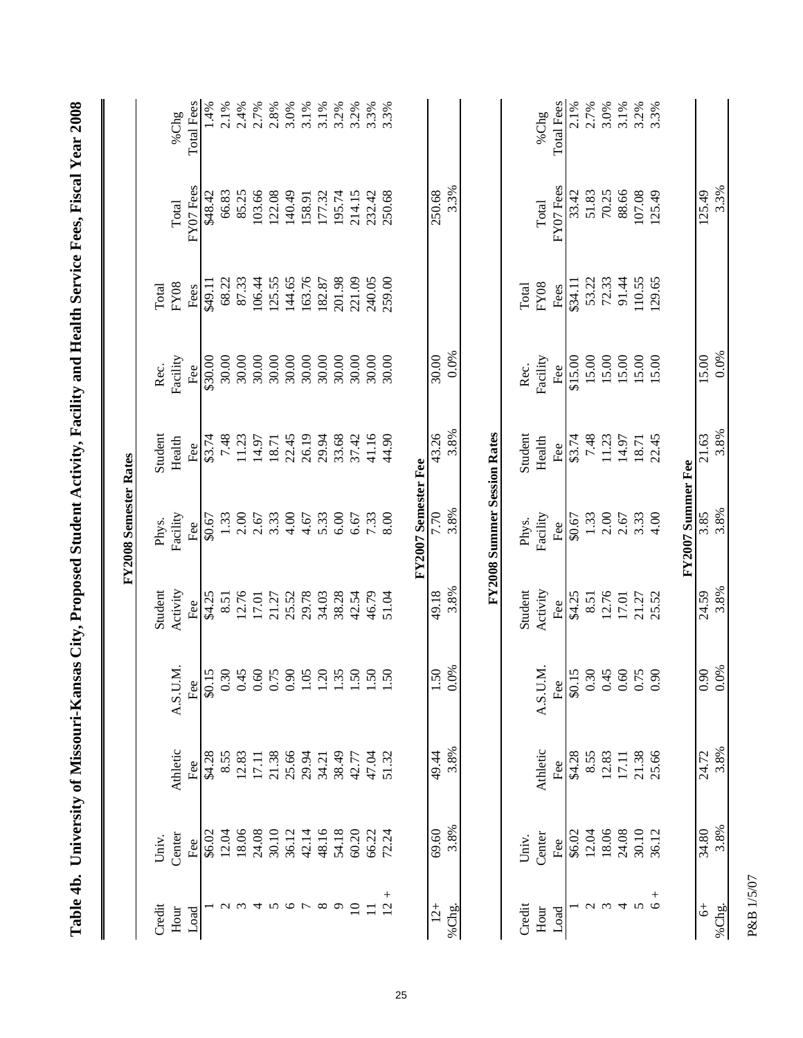# Table 4b. University of Missouri-Kansas City, Proposed Student Activity, Facility and Health Service Fees, Fiscal Year 2008

## FY2008 Semester Rates

| Credit Hour Load | Univ. Center Fee | Athletic Fee | A.S.U.M. Fee | Student Activity Fee | Phys. Facility Fee | Student Health Fee | Rec. Facility Fee | Total FY08 Fees | Total FY07 Fees | %Chg Total Fees |
|---|---|---|---|---|---|---|---|---|---|---|
| 1 | $6.02 | $4.28 | $0.15 | $4.25 | $0.67 | $3.74 | $30.00 | $49.11 | $48.42 | 1.4% |
| 2 | 12.04 | 8.55 | 0.30 | 8.51 | 1.33 | 7.48 | 30.00 | 68.22 | 66.83 | 2.1% |
| 3 | 18.06 | 12.83 | 0.45 | 12.76 | 2.00 | 11.23 | 30.00 | 87.33 | 85.25 | 2.4% |
| 4 | 24.08 | 17.11 | 0.60 | 17.01 | 2.67 | 14.97 | 30.00 | 106.44 | 103.66 | 2.7% |
| 5 | 30.10 | 21.38 | 0.75 | 21.27 | 3.33 | 18.71 | 30.00 | 125.55 | 122.08 | 2.8% |
| 6 | 36.12 | 25.66 | 0.90 | 25.52 | 4.00 | 22.45 | 30.00 | 144.65 | 140.49 | 3.0% |
| 7 | 42.14 | 29.94 | 1.05 | 29.78 | 4.67 | 26.19 | 30.00 | 163.76 | 158.91 | 3.1% |
| 8 | 48.16 | 34.21 | 1.20 | 34.03 | 5.33 | 29.94 | 30.00 | 182.87 | 177.32 | 3.1% |
| 9 | 54.18 | 38.49 | 1.35 | 38.28 | 6.00 | 33.68 | 30.00 | 201.98 | 195.74 | 3.2% |
| 10 | 60.20 | 42.77 | 1.50 | 42.54 | 6.67 | 37.42 | 30.00 | 221.09 | 214.15 | 3.2% |
| 11 | 66.22 | 47.04 | 1.50 | 46.79 | 7.33 | 41.16 | 30.00 | 240.05 | 232.42 | 3.3% |
| 12 + | 72.24 | 51.32 | 1.50 | 51.04 | 8.00 | 44.90 | 30.00 | 259.00 | 250.68 | 3.3% |
| **FY2007 Semester Fee** | | | | | | | | | | |
| 12+ | 69.60 | 49.44 | 1.50 | 49.18 | 7.70 | 43.26 | 30.00 | | 250.68 | |
| %Chg. | 3.8% | 3.8% | 0.0% | 3.8% | 3.8% | 3.8% | 0.0% | | 3.3% | |

## FY2008 Summer Session Rates

| Credit Hour Load | Univ. Center Fee | Athletic Fee | A.S.U.M. Fee | Student Activity Fee | Phys. Facility Fee | Student Health Fee | Rec. Facility Fee | Total FY08 Fees | Total FY07 Fees | %Chg Total Fees |
|---|---|---|---|---|---|---|---|---|---|---|
| 1 | $6.02 | $4.28 | $0.15 | $4.25 | $0.67 | $3.74 | $15.00 | $34.11 | 33.42 | 2.1% |
| 2 | 12.04 | 8.55 | 0.30 | 8.51 | 1.33 | 7.48 | 15.00 | 53.22 | 51.83 | 2.7% |
| 3 | 18.06 | 12.83 | 0.45 | 12.76 | 2.00 | 11.23 | 15.00 | 72.33 | 70.25 | 3.0% |
| 4 | 24.08 | 17.11 | 0.60 | 17.01 | 2.67 | 14.97 | 15.00 | 91.44 | 88.66 | 3.1% |
| 5 | 30.10 | 21.38 | 0.75 | 21.27 | 3.33 | 18.71 | 15.00 | 110.55 | 107.08 | 3.2% |
| 6 + | 36.12 | 25.66 | 0.90 | 25.52 | 4.00 | 22.45 | 15.00 | 129.65 | 125.49 | 3.3% |
| **FY2007 Summer Fee** | | | | | | | | | | |
| 6+ | 34.80 | 24.72 | 0.90 | 24.59 | 3.85 | 21.63 | 15.00 | | 125.49 | |
| %Chg. | 3.8% | 3.8% | 0.0% | 3.8% | 3.8% | 3.8% | 0.0% | | 3.3% | |

P&B 1/5/07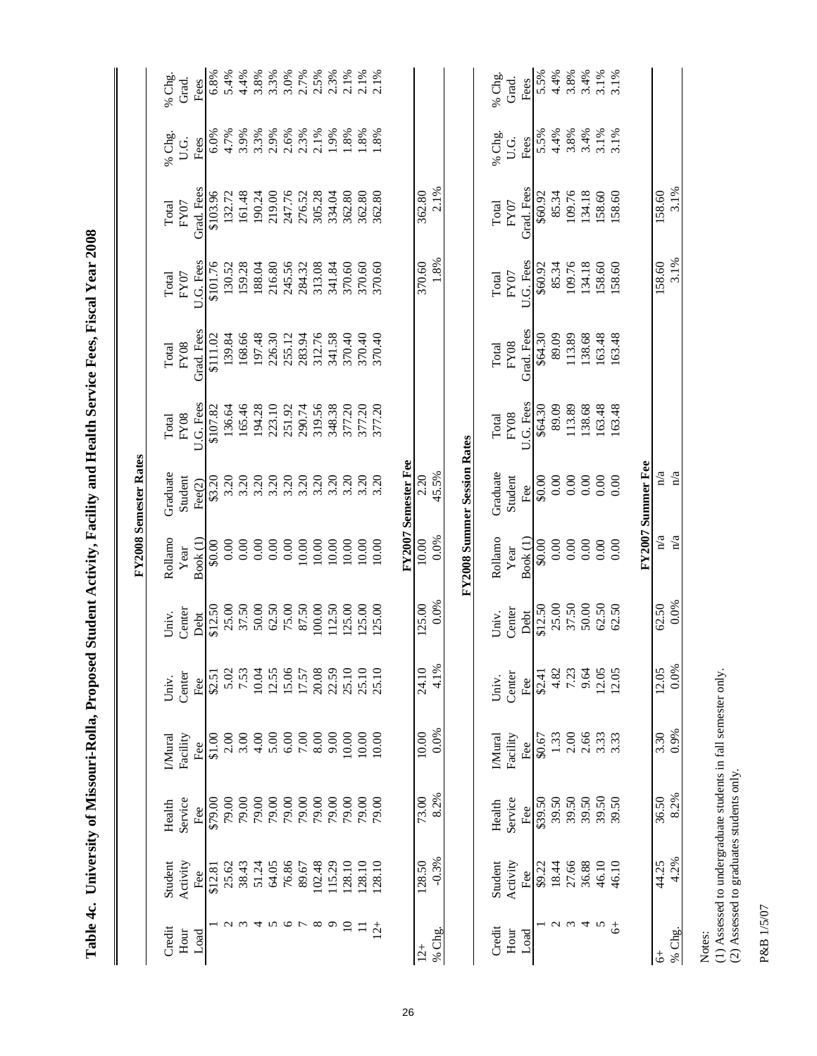# Table 4c. University of Missouri-Rolla, Proposed Student Activity, Facility and Health Service Fees, Fiscal Year 2008

**FY2008 Semester Rates**

| Credit Hour Load | Student Activity Fee | Health Service Fee | I/Mural Facility Fee | Univ. Center Fee | Univ. Center Debt | Rollamo Year Book (1) | Graduate Student Fee(2) | Total FY08 U.G. Fees | Total FY08 Grad. Fees | Total FY07 U.G. Fees | Total FY07 Grad. Fees | % Chg. U.G. Fees | % Chg. Grad. Fees |
|---|---|---|---|---|---|---|---|---|---|---|---|---|---|
| 1 | $12.81 | $79.00 | $1.00 | $2.51 | $12.50 | $0.00 | $3.20 | $107.82 | $111.02 | $101.76 | $103.96 | 6.0% | 6.8% |
| 2 | 25.62 | 79.00 | 2.00 | 5.02 | 25.00 | 0.00 | 3.20 | 136.64 | 139.84 | 130.52 | 132.72 | 4.7% | 5.4% |
| 3 | 38.43 | 79.00 | 3.00 | 7.53 | 37.50 | 0.00 | 3.20 | 165.46 | 168.66 | 159.28 | 161.48 | 3.9% | 4.4% |
| 4 | 51.24 | 79.00 | 4.00 | 10.04 | 50.00 | 0.00 | 3.20 | 194.28 | 197.48 | 188.04 | 190.24 | 3.3% | 3.8% |
| 5 | 64.05 | 79.00 | 5.00 | 12.55 | 62.50 | 0.00 | 3.20 | 223.10 | 226.30 | 216.80 | 219.00 | 2.9% | 3.3% |
| 6 | 76.86 | 79.00 | 6.00 | 15.06 | 75.00 | 0.00 | 3.20 | 251.92 | 255.12 | 245.56 | 247.76 | 2.6% | 3.0% |
| 7 | 89.67 | 79.00 | 7.00 | 17.57 | 87.50 | 10.00 | 3.20 | 290.74 | 283.94 | 284.32 | 276.52 | 2.3% | 2.7% |
| 8 | 102.48 | 79.00 | 8.00 | 20.08 | 100.00 | 10.00 | 3.20 | 319.56 | 312.76 | 313.08 | 305.28 | 2.1% | 2.5% |
| 9 | 115.29 | 79.00 | 9.00 | 22.59 | 112.50 | 10.00 | 3.20 | 348.38 | 341.58 | 341.84 | 334.04 | 1.9% | 2.3% |
| 10 | 128.10 | 79.00 | 10.00 | 25.10 | 125.00 | 10.00 | 3.20 | 377.20 | 370.40 | 370.60 | 362.80 | 1.8% | 2.1% |
| 11 | 128.10 | 79.00 | 10.00 | 25.10 | 125.00 | 10.00 | 3.20 | 377.20 | 370.40 | 370.60 | 362.80 | 1.8% | 2.1% |
| 12+ | 128.10 | 79.00 | 10.00 | 25.10 | 125.00 | 10.00 | 3.20 | 377.20 | 370.40 | 370.60 | 362.80 | 1.8% | 2.1% |
| | | | | | | **FY2007 Semester Fee** | | | | | | | |
| 12+ | 128.50 | 73.00 | 10.00 | 24.10 | 125.00 | 10.00 | 2.20 | | | 370.60 | 362.80 | | |
| % Chg. | -0.3% | 8.2% | 0.0% | 4.1% | 0.0% | 0.0% | 45.5% | | | 1.8% | 2.1% | | |

**FY2008 Summer Session Rates**

| Credit Hour Load | Student Activity Fee | Health Service Fee | I/Mural Facility Fee | Univ. Center Fee | Univ. Center Debt | Rollamo Year Book (1) | Graduate Student Fee | Total FY08 U.G. Fees | Total FY08 Grad. Fees | Total FY07 U.G. Fees | Total FY07 Grad. Fees | % Chg. U.G. Fees | % Chg. Grad. Fees |
|---|---|---|---|---|---|---|---|---|---|---|---|---|---|
| 1 | $9.22 | $39.50 | $0.67 | $2.41 | $12.50 | $0.00 | $0.00 | $64.30 | $64.30 | $60.92 | $60.92 | 5.5% | 5.5% |
| 2 | 18.44 | 39.50 | 1.33 | 4.82 | 25.00 | 0.00 | 0.00 | 89.09 | 89.09 | 85.34 | 85.34 | 4.4% | 4.4% |
| 3 | 27.66 | 39.50 | 2.00 | 7.23 | 37.50 | 0.00 | 0.00 | 113.89 | 113.89 | 109.76 | 109.76 | 3.8% | 3.8% |
| 4 | 36.88 | 39.50 | 2.66 | 9.64 | 50.00 | 0.00 | 0.00 | 138.68 | 138.68 | 134.18 | 134.18 | 3.4% | 3.4% |
| 5 | 46.10 | 39.50 | 3.33 | 12.05 | 62.50 | 0.00 | 0.00 | 163.48 | 163.48 | 158.60 | 158.60 | 3.1% | 3.1% |
| 6+ | 46.10 | 39.50 | 3.33 | 12.05 | 62.50 | 0.00 | 0.00 | 163.48 | 163.48 | 158.60 | 158.60 | 3.1% | 3.1% |
| | | | | | | **FY2007 Summer Fee** | | | | | | | |
| 6+ | 44.25 | 36.50 | 3.30 | 12.05 | 62.50 | n/a | n/a | | | 158.60 | 158.60 | | |
| % Chg. | 4.2% | 8.2% | 0.9% | 0.0% | 0.0% | n/a | n/a | | | 3.1% | 3.1% | | |

Notes:
(1) Assessed to undergraduate students in fall semester only.
(2) Assessed to graduates students only.

P&B 1/5/07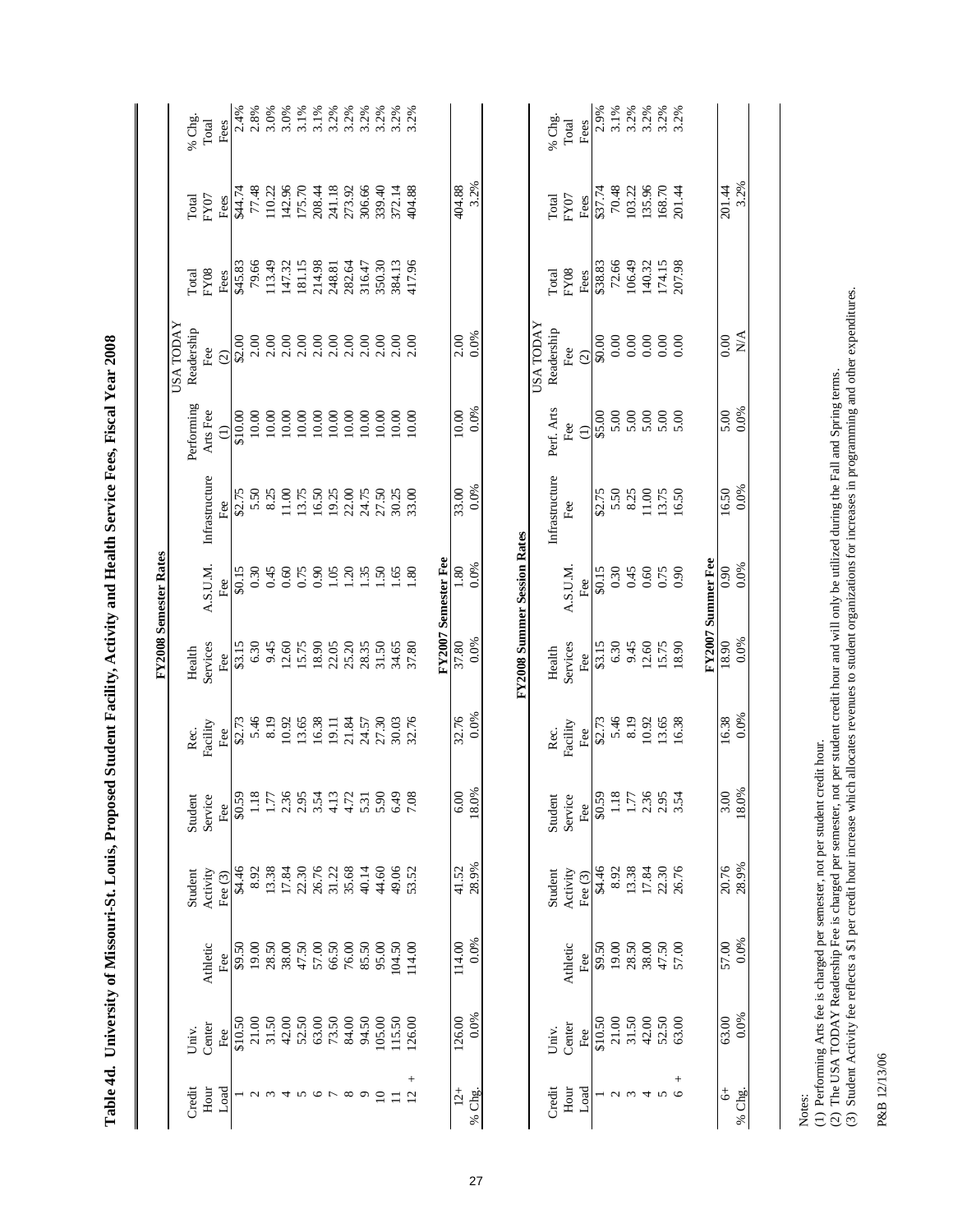# Table 4d. University of Missouri-St. Louis, Proposed Student Facility, Activity and Health Service Fees, Fiscal Year 2008

**FY2008 Semester Rates**

| Credit Hour Load | Univ. Center Fee | Athletic Fee | Student Activity Fee (3) | Student Service Fee | Rec. Facility Fee | Health Services Fee | A.S.U.M. Fee | Infrastructure Fee | Performing Arts Fee (1) | USA TODAY Readership Fee (2) | Total FY08 Fees | Total FY07 Fees | % Chg. Total Fees |
|---|---|---|---|---|---|---|---|---|---|---|---|---|---|
| 1 | $10.50 | $9.50 | $4.46 | $0.59 | $2.73 | $3.15 | $0.15 | $2.75 | $10.00 | $2.00 | $45.83 | $44.74 | 2.4% |
| 2 | 21.00 | 19.00 | 8.92 | 1.18 | 5.46 | 6.30 | 0.30 | 5.50 | 10.00 | 2.00 | 79.66 | 77.48 | 2.8% |
| 3 | 31.50 | 28.50 | 13.38 | 1.77 | 8.19 | 9.45 | 0.45 | 8.25 | 10.00 | 2.00 | 113.49 | 110.22 | 3.0% |
| 4 | 42.00 | 38.00 | 17.84 | 2.36 | 10.92 | 12.60 | 0.60 | 11.00 | 10.00 | 2.00 | 147.32 | 142.96 | 3.0% |
| 5 | 52.50 | 47.50 | 22.30 | 2.95 | 13.65 | 15.75 | 0.75 | 13.75 | 10.00 | 2.00 | 181.15 | 175.70 | 3.1% |
| 6 | 63.00 | 57.00 | 26.76 | 3.54 | 16.38 | 18.90 | 0.90 | 16.50 | 10.00 | 2.00 | 214.98 | 208.44 | 3.1% |
| 7 | 73.50 | 66.50 | 31.22 | 4.13 | 19.11 | 22.05 | 1.05 | 19.25 | 10.00 | 2.00 | 248.81 | 241.18 | 3.2% |
| 8 | 84.00 | 76.00 | 35.68 | 4.72 | 21.84 | 25.20 | 1.20 | 22.00 | 10.00 | 2.00 | 282.64 | 273.92 | 3.2% |
| 9 | 94.50 | 85.50 | 40.14 | 5.31 | 24.57 | 28.35 | 1.35 | 24.75 | 10.00 | 2.00 | 316.47 | 306.66 | 3.2% |
| 10 | 105.00 | 95.00 | 44.60 | 5.90 | 27.30 | 31.50 | 1.50 | 27.50 | 10.00 | 2.00 | 350.30 | 339.40 | 3.2% |
| 11 | 115.50 | 104.50 | 49.06 | 6.49 | 30.03 | 34.65 | 1.65 | 30.25 | 10.00 | 2.00 | 384.13 | 372.14 | 3.2% |
| 12 + | 126.00 | 114.00 | 53.52 | 7.08 | 32.76 | 37.80 | 1.80 | 33.00 | 10.00 | 2.00 | 417.96 | 404.88 | 3.2% |

**FY2007 Semester Fee**

| Credit Hour Load | Univ. Center Fee | Athletic Fee | Student Activity Fee (3) | Student Service Fee | Rec. Facility Fee | Health Services Fee | A.S.U.M. Fee | Infrastructure Fee | Performing Arts Fee (1) | USA TODAY Readership Fee (2) | Total FY08 Fees | Total FY07 Fees | % Chg. Total Fees |
|---|---|---|---|---|---|---|---|---|---|---|---|---|---|
| 12+ | 126.00 | 114.00 | 41.52 | 6.00 | 32.76 | 37.80 | 1.80 | 33.00 | 10.00 | 2.00 | | 404.88 | |
| % Chg. | 0.0% | 0.0% | 28.9% | 18.0% | 0.0% | 0.0% | 0.0% | 0.0% | 0.0% | 0.0% | | 3.2% | |

**FY2008 Summer Session Rates**

| Credit Hour Load | Univ. Center Fee | Athletic Fee | Student Activity Fee (3) | Student Service Fee | Rec. Facility Fee | Health Services Fee | A.S.U.M. Fee | Infrastructure Fee | Perf. Arts Fee (1) | USA TODAY Readership Fee (2) | Total FY08 Fees | Total FY07 Fees | % Chg. Total Fees |
|---|---|---|---|---|---|---|---|---|---|---|---|---|---|
| 1 | $10.50 | $9.50 | $4.46 | $0.59 | $2.73 | $3.15 | $0.15 | $2.75 | $5.00 | $0.00 | $38.83 | $37.74 | 2.9% |
| 2 | 21.00 | 19.00 | 8.92 | 1.18 | 5.46 | 6.30 | 0.30 | 5.50 | 5.00 | 0.00 | 72.66 | 70.48 | 3.1% |
| 3 | 31.50 | 28.50 | 13.38 | 1.77 | 8.19 | 9.45 | 0.45 | 8.25 | 5.00 | 0.00 | 106.49 | 103.22 | 3.2% |
| 4 | 42.00 | 38.00 | 17.84 | 2.36 | 10.92 | 12.60 | 0.60 | 11.00 | 5.00 | 0.00 | 140.32 | 135.96 | 3.2% |
| 5 | 52.50 | 47.50 | 22.30 | 2.95 | 13.65 | 15.75 | 0.75 | 13.75 | 5.00 | 0.00 | 174.15 | 168.70 | 3.2% |
| 6 + | 63.00 | 57.00 | 26.76 | 3.54 | 16.38 | 18.90 | 0.90 | 16.50 | 5.00 | 0.00 | 207.98 | 201.44 | 3.2% |

**FY2007 Summer Fee**

| Credit Hour Load | Univ. Center Fee | Athletic Fee | Student Activity Fee (3) | Student Service Fee | Rec. Facility Fee | Health Services Fee | A.S.U.M. Fee | Infrastructure Fee | Perf. Arts Fee (1) | USA TODAY Readership Fee (2) | Total FY08 Fees | Total FY07 Fees | % Chg. Total Fees |
|---|---|---|---|---|---|---|---|---|---|---|---|---|---|
| 6+ | 63.00 | 57.00 | 20.76 | 3.00 | 16.38 | 18.90 | 0.90 | 16.50 | 5.00 | 0.00 | | 201.44 | |
| % Chg. | 0.0% | 0.0% | 28.9% | 18.0% | 0.0% | 0.0% | 0.0% | 0.0% | 0.0% | N/A | | 3.2% | |

Notes:
(1) Performing Arts fee is charged per semester, not per student credit hour.
(2) The USA TODAY Readership Fee is charged per semester, not per student credit hour and will only be utilized during the Fall and Spring terms.
(3) Student Activity fee reflects a $1 per credit hour increase which allocates revenues to student organizations for increases in programming and other expenditures.

P&B 12/13/06